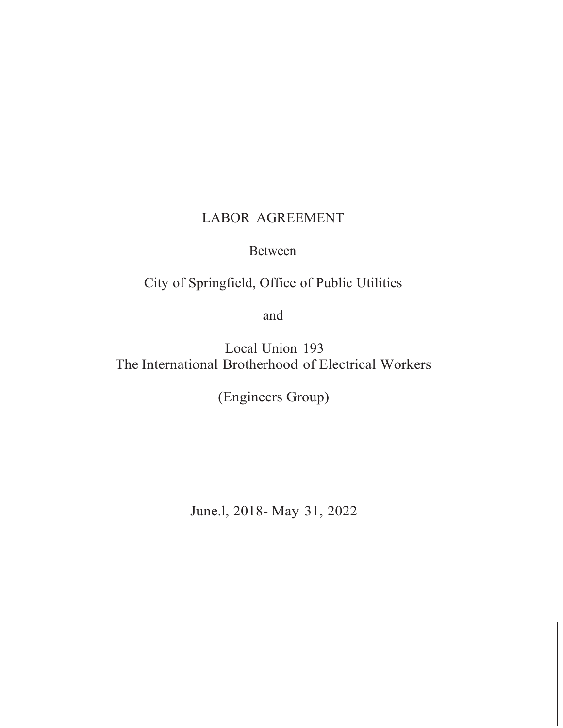# LABOR AGREEMENT

Between

City of Springfield, Office of Public Utilities

and

Local Union 193
The International Brotherhood of Electrical Workers

(Engineers Group)

June.l, 2018- May 31, 2022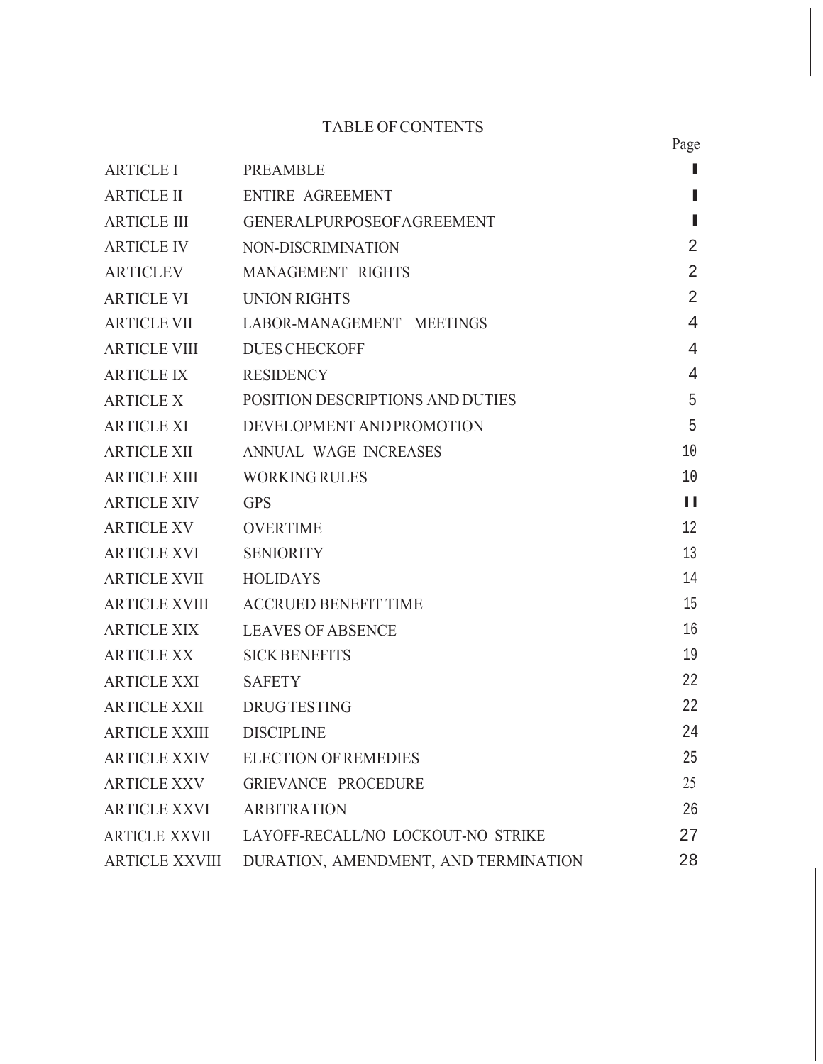# TABLE OF CONTENTS

| | | Page |
|---|---|---|
| ARTICLE I | PREAMBLE | 1 |
| ARTICLE II | ENTIRE AGREEMENT | 1 |
| ARTICLE III | GENERALPURPOSEOFAGREEMENT | 1 |
| ARTICLE IV | NON-DISCRIMINATION | 2 |
| ARTICLEV | MANAGEMENT RIGHTS | 2 |
| ARTICLE VI | UNION RIGHTS | 2 |
| ARTICLE VII | LABOR-MANAGEMENT MEETINGS | 4 |
| ARTICLE VIII | DUES CHECKOFF | 4 |
| ARTICLE IX | RESIDENCY | 4 |
| ARTICLE X | POSITION DESCRIPTIONS AND DUTIES | 5 |
| ARTICLE XI | DEVELOPMENT AND PROMOTION | 5 |
| ARTICLE XII | ANNUAL WAGE INCREASES | 10 |
| ARTICLE XIII | WORKING RULES | 10 |
| ARTICLE XIV | GPS | 11 |
| ARTICLE XV | OVERTIME | 12 |
| ARTICLE XVI | SENIORITY | 13 |
| ARTICLE XVII | HOLIDAYS | 14 |
| ARTICLE XVIII | ACCRUED BENEFIT TIME | 15 |
| ARTICLE XIX | LEAVES OF ABSENCE | 16 |
| ARTICLE XX | SICK BENEFITS | 19 |
| ARTICLE XXI | SAFETY | 22 |
| ARTICLE XXII | DRUG TESTING | 22 |
| ARTICLE XXIII | DISCIPLINE | 24 |
| ARTICLE XXIV | ELECTION OF REMEDIES | 25 |
| ARTICLE XXV | GRIEVANCE PROCEDURE | 25 |
| ARTICLE XXVI | ARBITRATION | 26 |
| ARTICLE XXVII | LAYOFF-RECALL/NO LOCKOUT-NO STRIKE | 27 |
| ARTICLE XXVIII | DURATION, AMENDMENT, AND TERMINATION | 28 |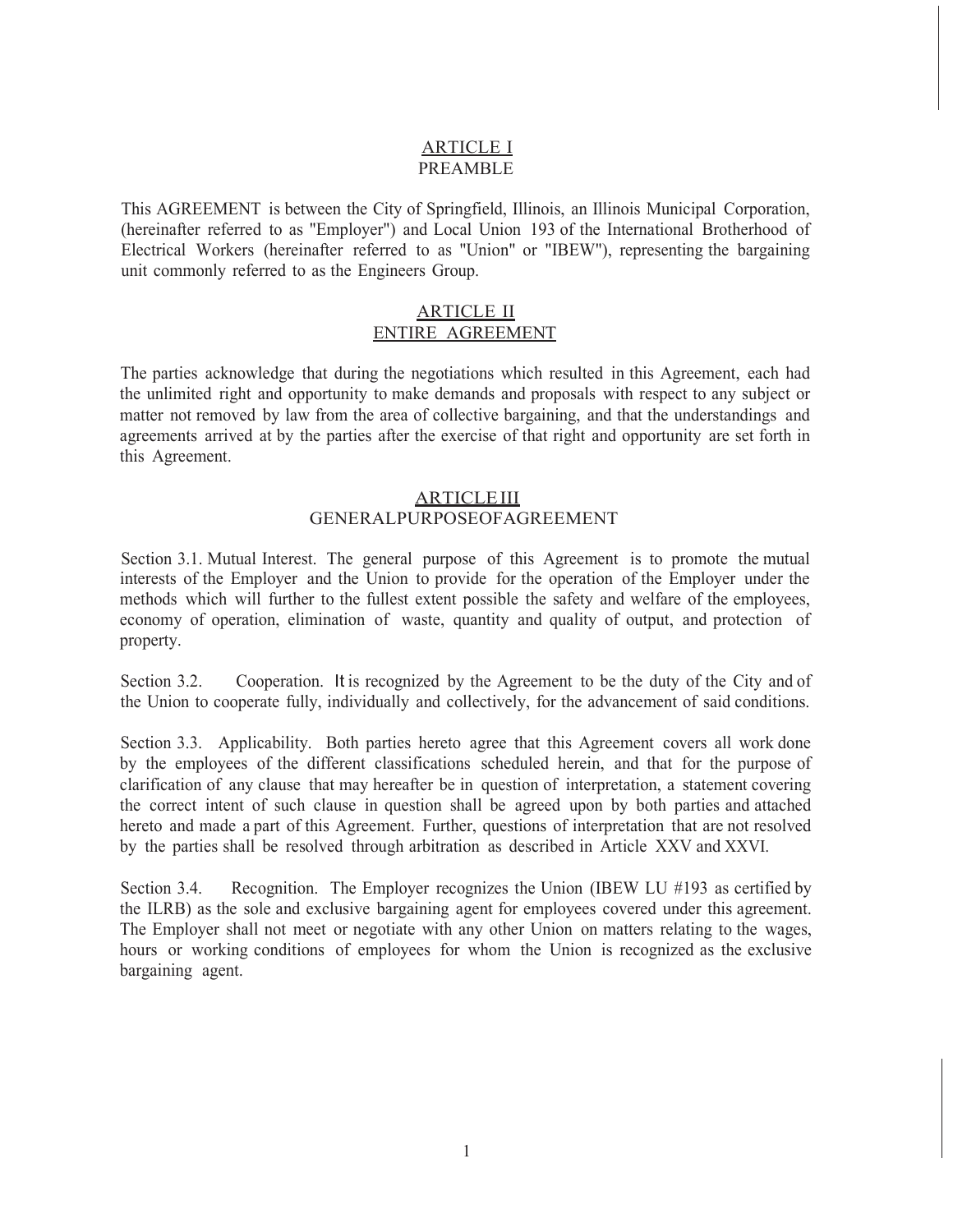## ARTICLE I
## PREAMBLE

This AGREEMENT is between the City of Springfield, Illinois, an Illinois Municipal Corporation, (hereinafter referred to as "Employer") and Local Union 193 of the International Brotherhood of Electrical Workers (hereinafter referred to as "Union" or "IBEW"), representing the bargaining unit commonly referred to as the Engineers Group.

## ARTICLE II
## ENTIRE AGREEMENT

The parties acknowledge that during the negotiations which resulted in this Agreement, each had the unlimited right and opportunity to make demands and proposals with respect to any subject or matter not removed by law from the area of collective bargaining, and that the understandings and agreements arrived at by the parties after the exercise of that right and opportunity are set forth in this Agreement.

## ARTICLE III
## GENERAL PURPOSE OF AGREEMENT

Section 3.1. Mutual Interest. The general purpose of this Agreement is to promote the mutual interests of the Employer and the Union to provide for the operation of the Employer under the methods which will further to the fullest extent possible the safety and welfare of the employees, economy of operation, elimination of waste, quantity and quality of output, and protection of property.

Section 3.2. Cooperation. It is recognized by the Agreement to be the duty of the City and of the Union to cooperate fully, individually and collectively, for the advancement of said conditions.

Section 3.3. Applicability. Both parties hereto agree that this Agreement covers all work done by the employees of the different classifications scheduled herein, and that for the purpose of clarification of any clause that may hereafter be in question of interpretation, a statement covering the correct intent of such clause in question shall be agreed upon by both parties and attached hereto and made a part of this Agreement. Further, questions of interpretation that are not resolved by the parties shall be resolved through arbitration as described in Article XXV and XXVI.

Section 3.4. Recognition. The Employer recognizes the Union (IBEW LU #193 as certified by the ILRB) as the sole and exclusive bargaining agent for employees covered under this agreement. The Employer shall not meet or negotiate with any other Union on matters relating to the wages, hours or working conditions of employees for whom the Union is recognized as the exclusive bargaining agent.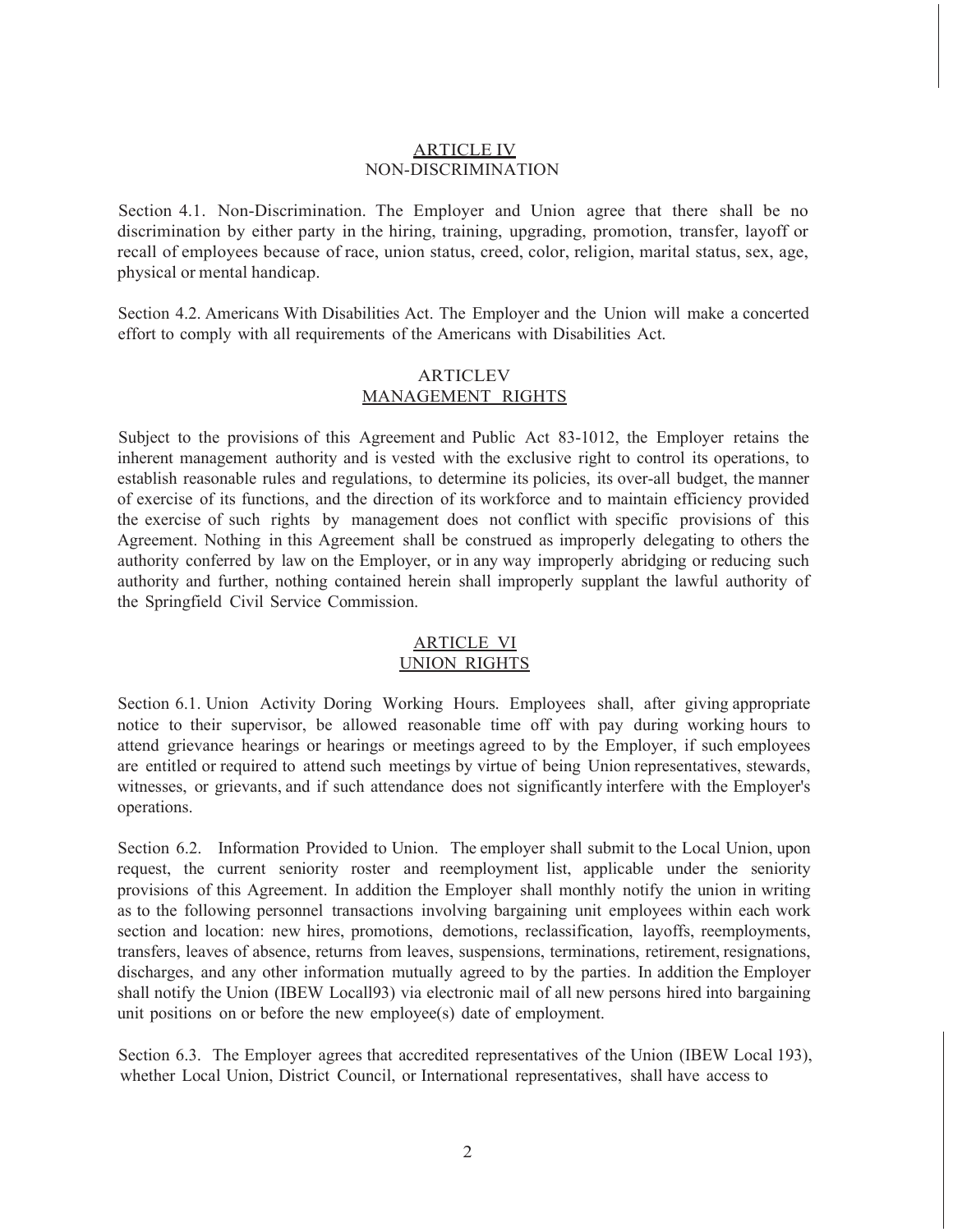## ARTICLE IV
## NON-DISCRIMINATION

Section 4.1. Non-Discrimination. The Employer and Union agree that there shall be no discrimination by either party in the hiring, training, upgrading, promotion, transfer, layoff or recall of employees because of race, union status, creed, color, religion, marital status, sex, age, physical or mental handicap.

Section 4.2. Americans With Disabilities Act. The Employer and the Union will make a concerted effort to comply with all requirements of the Americans with Disabilities Act.

## ARTICLEV
## MANAGEMENT RIGHTS

Subject to the provisions of this Agreement and Public Act 83-1012, the Employer retains the inherent management authority and is vested with the exclusive right to control its operations, to establish reasonable rules and regulations, to determine its policies, its over-all budget, the manner of exercise of its functions, and the direction of its workforce and to maintain efficiency provided the exercise of such rights by management does not conflict with specific provisions of this Agreement. Nothing in this Agreement shall be construed as improperly delegating to others the authority conferred by law on the Employer, or in any way improperly abridging or reducing such authority and further, nothing contained herein shall improperly supplant the lawful authority of the Springfield Civil Service Commission.

## ARTICLE VI
## UNION RIGHTS

Section 6.1. Union Activity Doring Working Hours. Employees shall, after giving appropriate notice to their supervisor, be allowed reasonable time off with pay during working hours to attend grievance hearings or hearings or meetings agreed to by the Employer, if such employees are entitled or required to attend such meetings by virtue of being Union representatives, stewards, witnesses, or grievants, and if such attendance does not significantly interfere with the Employer's operations.

Section 6.2. Information Provided to Union. The employer shall submit to the Local Union, upon request, the current seniority roster and reemployment list, applicable under the seniority provisions of this Agreement. In addition the Employer shall monthly notify the union in writing as to the following personnel transactions involving bargaining unit employees within each work section and location: new hires, promotions, demotions, reclassification, layoffs, reemployments, transfers, leaves of absence, returns from leaves, suspensions, terminations, retirement, resignations, discharges, and any other information mutually agreed to by the parties. In addition the Employer shall notify the Union (IBEW Locall93) via electronic mail of all new persons hired into bargaining unit positions on or before the new employee(s) date of employment.

Section 6.3. The Employer agrees that accredited representatives of the Union (IBEW Local 193), whether Local Union, District Council, or International representatives, shall have access to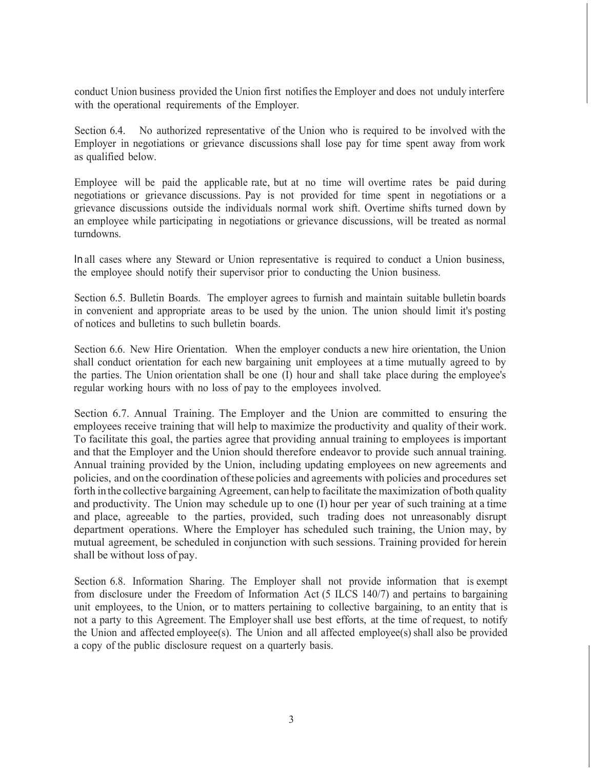conduct Union business provided the Union first notifies the Employer and does not unduly interfere with the operational requirements of the Employer.

Section 6.4. No authorized representative of the Union who is required to be involved with the Employer in negotiations or grievance discussions shall lose pay for time spent away from work as qualified below.

Employee will be paid the applicable rate, but at no time will overtime rates be paid during negotiations or grievance discussions. Pay is not provided for time spent in negotiations or a grievance discussions outside the individuals normal work shift. Overtime shifts turned down by an employee while participating in negotiations or grievance discussions, will be treated as normal turndowns.

In all cases where any Steward or Union representative is required to conduct a Union business, the employee should notify their supervisor prior to conducting the Union business.

Section 6.5. Bulletin Boards. The employer agrees to furnish and maintain suitable bulletin boards in convenient and appropriate areas to be used by the union. The union should limit it's posting of notices and bulletins to such bulletin boards.

Section 6.6. New Hire Orientation. When the employer conducts a new hire orientation, the Union shall conduct orientation for each new bargaining unit employees at a time mutually agreed to by the parties. The Union orientation shall be one (I) hour and shall take place during the employee's regular working hours with no loss of pay to the employees involved.

Section 6.7. Annual Training. The Employer and the Union are committed to ensuring the employees receive training that will help to maximize the productivity and quality of their work. To facilitate this goal, the parties agree that providing annual training to employees is important and that the Employer and the Union should therefore endeavor to provide such annual training. Annual training provided by the Union, including updating employees on new agreements and policies, and on the coordination of these policies and agreements with policies and procedures set forth in the collective bargaining Agreement, can help to facilitate the maximization of both quality and productivity. The Union may schedule up to one (I) hour per year of such training at a time and place, agreeable to the parties, provided, such trading does not unreasonably disrupt department operations. Where the Employer has scheduled such training, the Union may, by mutual agreement, be scheduled in conjunction with such sessions. Training provided for herein shall be without loss of pay.

Section 6.8. Information Sharing. The Employer shall not provide information that is exempt from disclosure under the Freedom of Information Act (5 ILCS 140/7) and pertains to bargaining unit employees, to the Union, or to matters pertaining to collective bargaining, to an entity that is not a party to this Agreement. The Employer shall use best efforts, at the time of request, to notify the Union and affected employee(s). The Union and all affected employee(s) shall also be provided a copy of the public disclosure request on a quarterly basis.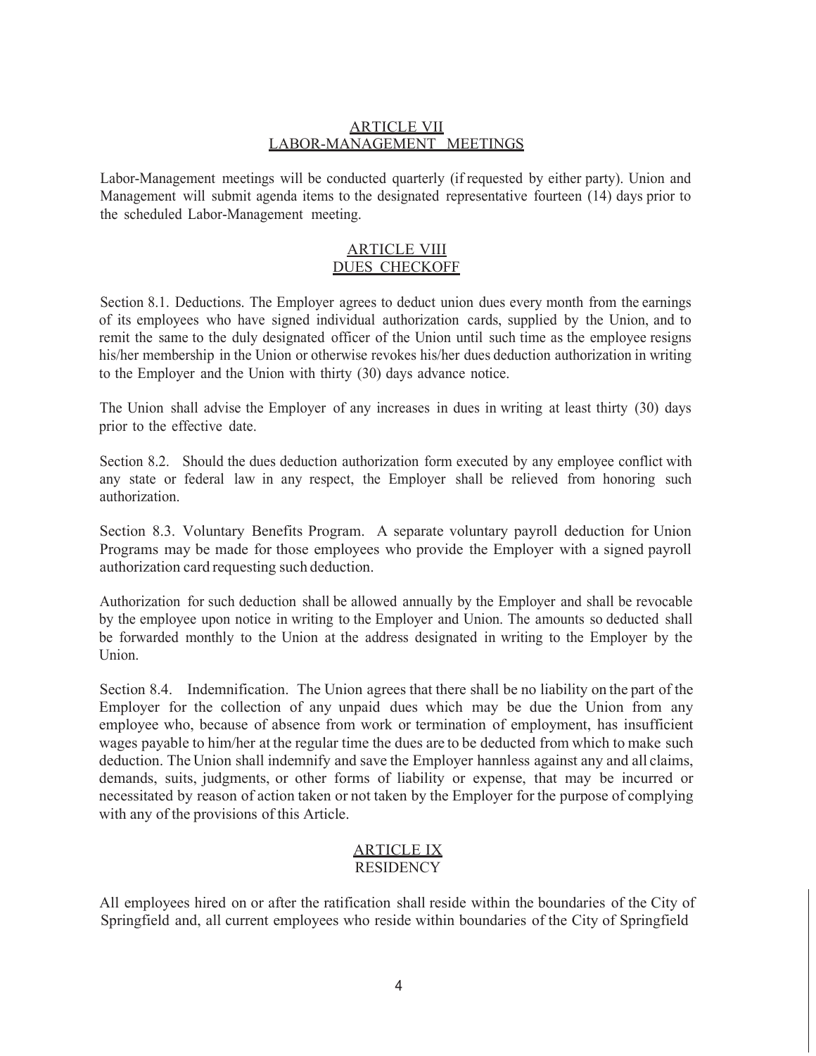## ARTICLE VII
## LABOR-MANAGEMENT MEETINGS

Labor-Management meetings will be conducted quarterly (if requested by either party). Union and Management will submit agenda items to the designated representative fourteen (14) days prior to the scheduled Labor-Management meeting.

## ARTICLE VIII
## DUES CHECKOFF

Section 8.1. Deductions. The Employer agrees to deduct union dues every month from the earnings of its employees who have signed individual authorization cards, supplied by the Union, and to remit the same to the duly designated officer of the Union until such time as the employee resigns his/her membership in the Union or otherwise revokes his/her dues deduction authorization in writing to the Employer and the Union with thirty (30) days advance notice.

The Union shall advise the Employer of any increases in dues in writing at least thirty (30) days prior to the effective date.

Section 8.2. Should the dues deduction authorization form executed by any employee conflict with any state or federal law in any respect, the Employer shall be relieved from honoring such authorization.

Section 8.3. Voluntary Benefits Program. A separate voluntary payroll deduction for Union Programs may be made for those employees who provide the Employer with a signed payroll authorization card requesting such deduction.

Authorization for such deduction shall be allowed annually by the Employer and shall be revocable by the employee upon notice in writing to the Employer and Union. The amounts so deducted shall be forwarded monthly to the Union at the address designated in writing to the Employer by the Union.

Section 8.4. Indemnification. The Union agrees that there shall be no liability on the part of the Employer for the collection of any unpaid dues which may be due the Union from any employee who, because of absence from work or termination of employment, has insufficient wages payable to him/her at the regular time the dues are to be deducted from which to make such deduction. The Union shall indemnify and save the Employer hannless against any and all claims, demands, suits, judgments, or other forms of liability or expense, that may be incurred or necessitated by reason of action taken or not taken by the Employer for the purpose of complying with any of the provisions of this Article.

## ARTICLE IX
## RESIDENCY

All employees hired on or after the ratification shall reside within the boundaries of the City of Springfield and, all current employees who reside within boundaries of the City of Springfield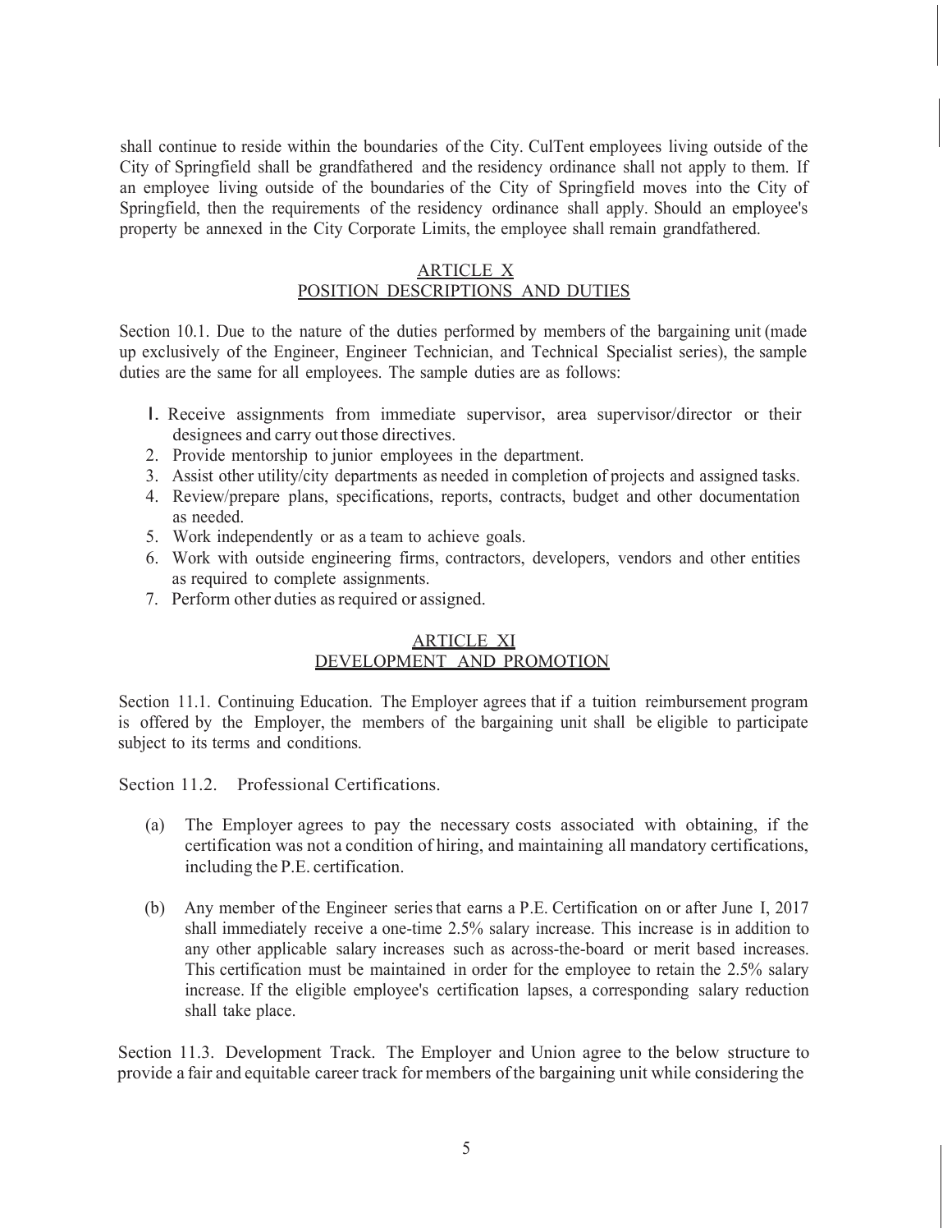shall continue to reside within the boundaries of the City. CulTent employees living outside of the City of Springfield shall be grandfathered and the residency ordinance shall not apply to them. If an employee living outside of the boundaries of the City of Springfield moves into the City of Springfield, then the requirements of the residency ordinance shall apply. Should an employee's property be annexed in the City Corporate Limits, the employee shall remain grandfathered.

## ARTICLE X
## POSITION DESCRIPTIONS AND DUTIES

Section 10.1. Due to the nature of the duties performed by members of the bargaining unit (made up exclusively of the Engineer, Engineer Technician, and Technical Specialist series), the sample duties are the same for all employees. The sample duties are as follows:

1. Receive assignments from immediate supervisor, area supervisor/director or their designees and carry out those directives.
2. Provide mentorship to junior employees in the department.
3. Assist other utility/city departments as needed in completion of projects and assigned tasks.
4. Review/prepare plans, specifications, reports, contracts, budget and other documentation as needed.
5. Work independently or as a team to achieve goals.
6. Work with outside engineering firms, contractors, developers, vendors and other entities as required to complete assignments.
7. Perform other duties as required or assigned.

## ARTICLE XI
## DEVELOPMENT AND PROMOTION

Section 11.1. Continuing Education. The Employer agrees that if a tuition reimbursement program is offered by the Employer, the members of the bargaining unit shall be eligible to participate subject to its terms and conditions.

Section 11.2. Professional Certifications.

(a) The Employer agrees to pay the necessary costs associated with obtaining, if the certification was not a condition of hiring, and maintaining all mandatory certifications, including the P.E. certification.

(b) Any member of the Engineer series that earns a P.E. Certification on or after June I, 2017 shall immediately receive a one-time 2.5% salary increase. This increase is in addition to any other applicable salary increases such as across-the-board or merit based increases. This certification must be maintained in order for the employee to retain the 2.5% salary increase. If the eligible employee's certification lapses, a corresponding salary reduction shall take place.

Section 11.3. Development Track. The Employer and Union agree to the below structure to provide a fair and equitable career track for members of the bargaining unit while considering the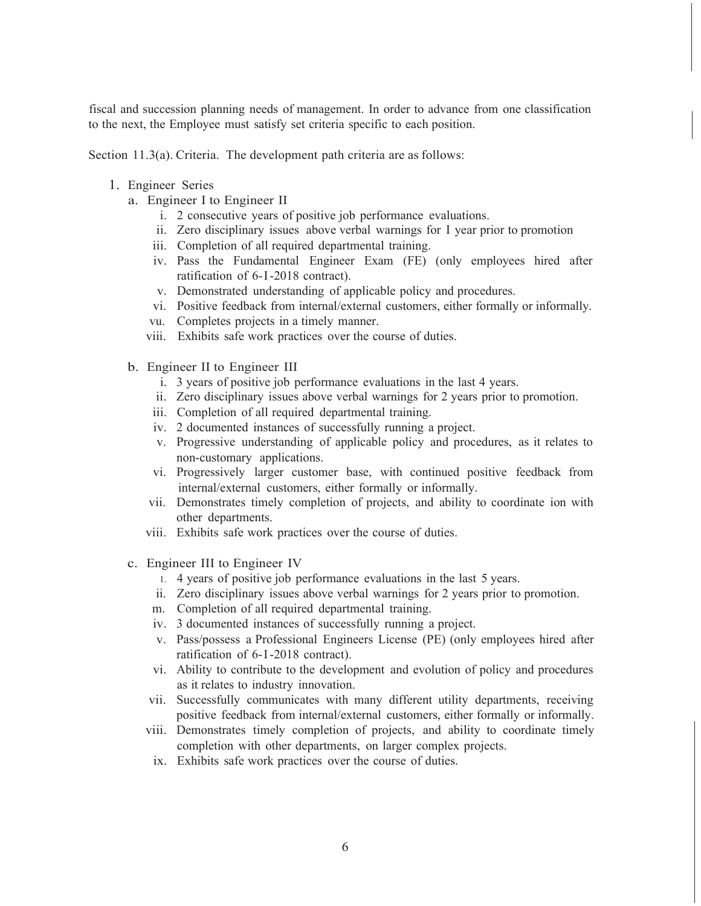fiscal and succession planning needs of management. In order to advance from one classification to the next, the Employee must satisfy set criteria specific to each position.

Section 11.3(a). Criteria. The development path criteria are as follows:

1. Engineer Series
   a. Engineer I to Engineer II
      i. 2 consecutive years of positive job performance evaluations.
      ii. Zero disciplinary issues above verbal warnings for I year prior to promotion
      iii. Completion of all required departmental training.
      iv. Pass the Fundamental Engineer Exam (FE) (only employees hired after ratification of 6-I-2018 contract).
      v. Demonstrated understanding of applicable policy and procedures.
      vi. Positive feedback from internal/external customers, either formally or informally.
      vu. Completes projects in a timely manner.
      viii. Exhibits safe work practices over the course of duties.

   b. Engineer II to Engineer III
      i. 3 years of positive job performance evaluations in the last 4 years.
      ii. Zero disciplinary issues above verbal warnings for 2 years prior to promotion.
      iii. Completion of all required departmental training.
      iv. 2 documented instances of successfully running a project.
      v. Progressive understanding of applicable policy and procedures, as it relates to non-customary applications.
      vi. Progressively larger customer base, with continued positive feedback from internal/external customers, either formally or informally.
      vii. Demonstrates timely completion of projects, and ability to coordinate ion with other departments.
      viii. Exhibits safe work practices over the course of duties.

   c. Engineer III to Engineer IV
      1. 4 years of positive job performance evaluations in the last 5 years.
      ii. Zero disciplinary issues above verbal warnings for 2 years prior to promotion.
      m. Completion of all required departmental training.
      iv. 3 documented instances of successfully running a project.
      v. Pass/possess a Professional Engineers License (PE) (only employees hired after ratification of 6-I-2018 contract).
      vi. Ability to contribute to the development and evolution of policy and procedures as it relates to industry innovation.
      vii. Successfully communicates with many different utility departments, receiving positive feedback from internal/external customers, either formally or informally.
      viii. Demonstrates timely completion of projects, and ability to coordinate timely completion with other departments, on larger complex projects.
      ix. Exhibits safe work practices over the course of duties.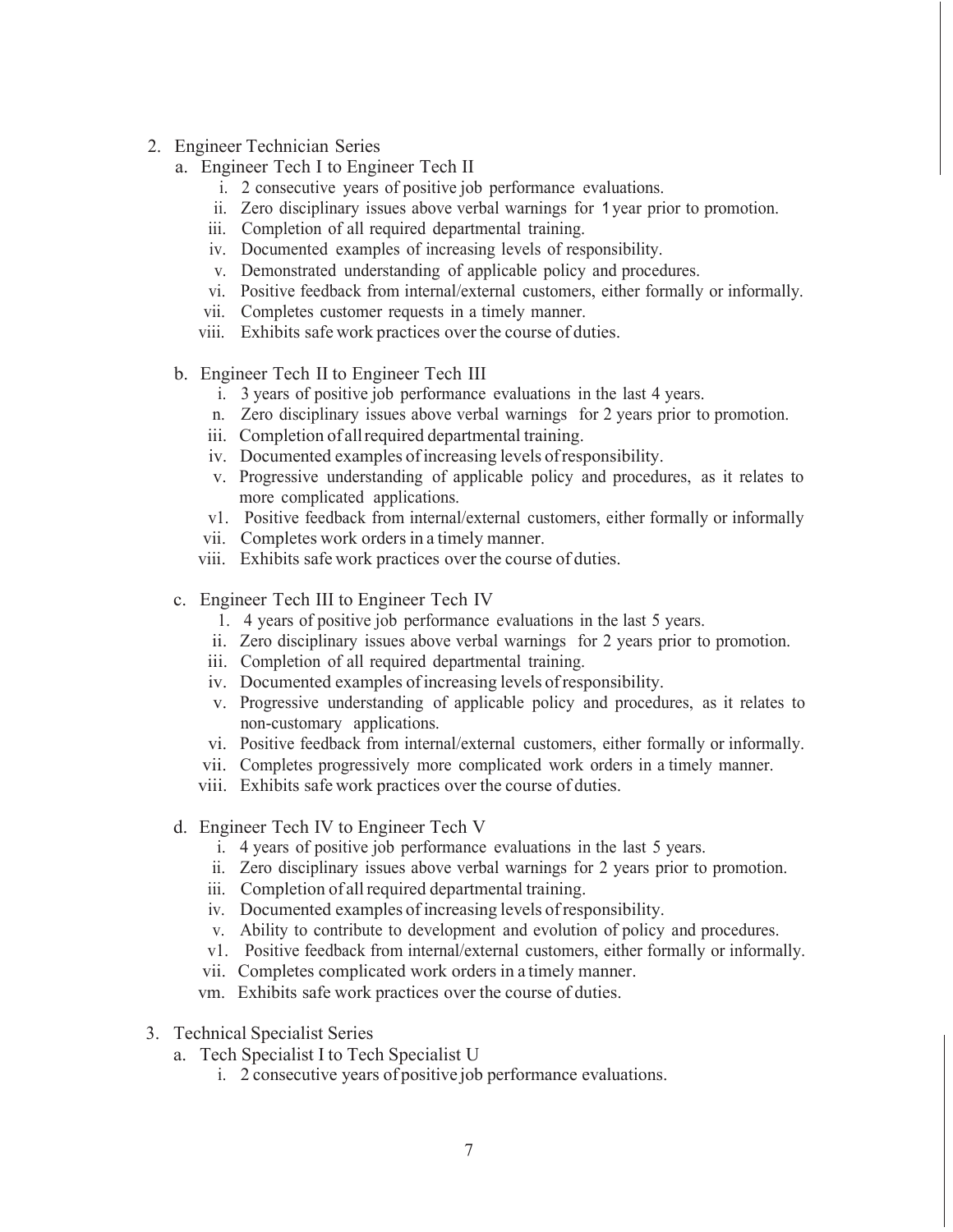2. Engineer Technician Series
    a. Engineer Tech I to Engineer Tech II
        i. 2 consecutive years of positive job performance evaluations.
        ii. Zero disciplinary issues above verbal warnings for 1 year prior to promotion.
        iii. Completion of all required departmental training.
        iv. Documented examples of increasing levels of responsibility.
        v. Demonstrated understanding of applicable policy and procedures.
        vi. Positive feedback from internal/external customers, either formally or informally.
        vii. Completes customer requests in a timely manner.
        viii. Exhibits safe work practices over the course of duties.

    b. Engineer Tech II to Engineer Tech III
        i. 3 years of positive job performance evaluations in the last 4 years.
        n. Zero disciplinary issues above verbal warnings for 2 years prior to promotion.
        iii. Completion of all required departmental training.
        iv. Documented examples of increasing levels of responsibility.
        v. Progressive understanding of applicable policy and procedures, as it relates to more complicated applications.
        v1. Positive feedback from internal/external customers, either formally or informally
        vii. Completes work orders in a timely manner.
        viii. Exhibits safe work practices over the course of duties.

    c. Engineer Tech III to Engineer Tech IV
        1. 4 years of positive job performance evaluations in the last 5 years.
        ii. Zero disciplinary issues above verbal warnings for 2 years prior to promotion.
        iii. Completion of all required departmental training.
        iv. Documented examples of increasing levels of responsibility.
        v. Progressive understanding of applicable policy and procedures, as it relates to non-customary applications.
        vi. Positive feedback from internal/external customers, either formally or informally.
        vii. Completes progressively more complicated work orders in a timely manner.
        viii. Exhibits safe work practices over the course of duties.

    d. Engineer Tech IV to Engineer Tech V
        i. 4 years of positive job performance evaluations in the last 5 years.
        ii. Zero disciplinary issues above verbal warnings for 2 years prior to promotion.
        iii. Completion of all required departmental training.
        iv. Documented examples of increasing levels of responsibility.
        v. Ability to contribute to development and evolution of policy and procedures.
        v1. Positive feedback from internal/external customers, either formally or informally.
        vii. Completes complicated work orders in a timely manner.
        vm. Exhibits safe work practices over the course of duties.

3. Technical Specialist Series
    a. Tech Specialist I to Tech Specialist U
        i. 2 consecutive years of positive job performance evaluations.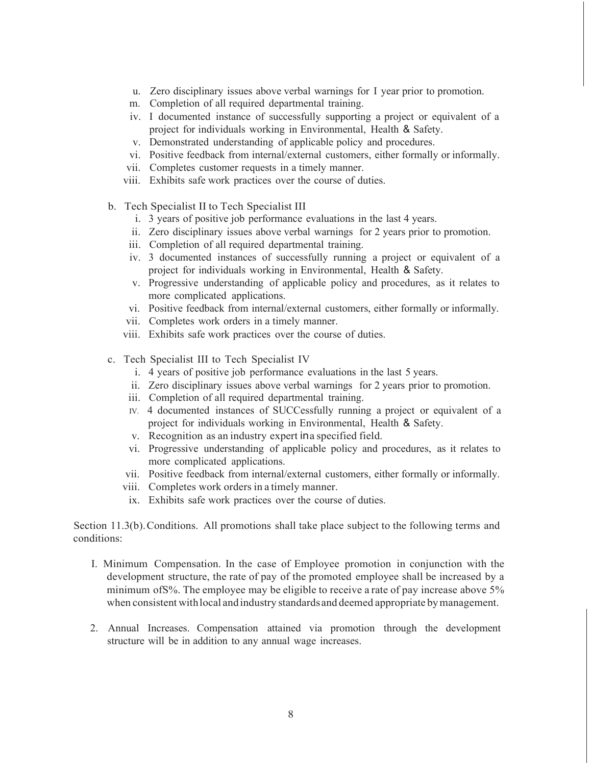- u. Zero disciplinary issues above verbal warnings for I year prior to promotion.
- m. Completion of all required departmental training.
- iv. I documented instance of successfully supporting a project or equivalent of a project for individuals working in Environmental, Health & Safety.
- v. Demonstrated understanding of applicable policy and procedures.
- vi. Positive feedback from internal/external customers, either formally or informally.
- vii. Completes customer requests in a timely manner.
- viii. Exhibits safe work practices over the course of duties.

b. Tech Specialist II to Tech Specialist III

- i. 3 years of positive job performance evaluations in the last 4 years.
- ii. Zero disciplinary issues above verbal warnings for 2 years prior to promotion.
- iii. Completion of all required departmental training.
- iv. 3 documented instances of successfully running a project or equivalent of a project for individuals working in Environmental, Health & Safety.
- v. Progressive understanding of applicable policy and procedures, as it relates to more complicated applications.
- vi. Positive feedback from internal/external customers, either formally or informally.
- vii. Completes work orders in a timely manner.
- viii. Exhibits safe work practices over the course of duties.

c. Tech Specialist III to Tech Specialist IV

- i. 4 years of positive job performance evaluations in the last 5 years.
- ii. Zero disciplinary issues above verbal warnings for 2 years prior to promotion.
- iii. Completion of all required departmental training.
- IV. 4 documented instances of SUCCessfully running a project or equivalent of a project for individuals working in Environmental, Health & Safety.
- v. Recognition as an industry expert ina specified field.
- vi. Progressive understanding of applicable policy and procedures, as it relates to more complicated applications.
- vii. Positive feedback from internal/external customers, either formally or informally.
- viii. Completes work orders in a timely manner.
- ix. Exhibits safe work practices over the course of duties.

Section 11.3(b). Conditions. All promotions shall take place subject to the following terms and conditions:

I. Minimum Compensation. In the case of Employee promotion in conjunction with the development structure, the rate of pay of the promoted employee shall be increased by a minimum ofS%. The employee may be eligible to receive a rate of pay increase above 5% when consistent with local and industry standards and deemed appropriate by management.

2. Annual Increases. Compensation attained via promotion through the development structure will be in addition to any annual wage increases.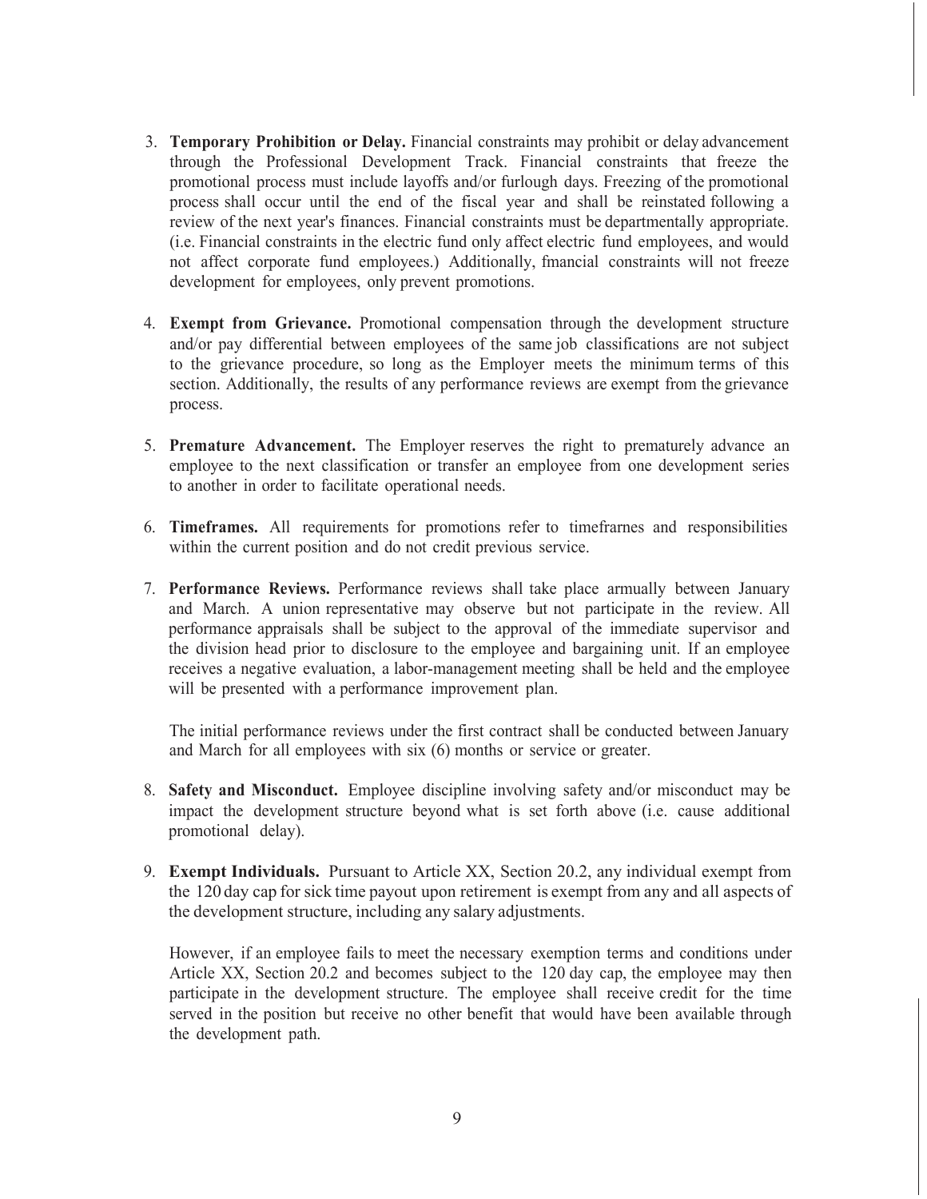3. **Temporary Prohibition or Delay.** Financial constraints may prohibit or delay advancement through the Professional Development Track. Financial constraints that freeze the promotional process must include layoffs and/or furlough days. Freezing of the promotional process shall occur until the end of the fiscal year and shall be reinstated following a review of the next year's finances. Financial constraints must be departmentally appropriate. (i.e. Financial constraints in the electric fund only affect electric fund employees, and would not affect corporate fund employees.) Additionally, fmancial constraints will not freeze development for employees, only prevent promotions.

4. **Exempt from Grievance.** Promotional compensation through the development structure and/or pay differential between employees of the same job classifications are not subject to the grievance procedure, so long as the Employer meets the minimum terms of this section. Additionally, the results of any performance reviews are exempt from the grievance process.

5. **Premature Advancement.** The Employer reserves the right to prematurely advance an employee to the next classification or transfer an employee from one development series to another in order to facilitate operational needs.

6. **Timeframes.** All requirements for promotions refer to timefrarnes and responsibilities within the current position and do not credit previous service.

7. **Performance Reviews.** Performance reviews shall take place armually between January and March. A union representative may observe but not participate in the review. All performance appraisals shall be subject to the approval of the immediate supervisor and the division head prior to disclosure to the employee and bargaining unit. If an employee receives a negative evaluation, a labor-management meeting shall be held and the employee will be presented with a performance improvement plan.

   The initial performance reviews under the first contract shall be conducted between January and March for all employees with six (6) months or service or greater.

8. **Safety and Misconduct.** Employee discipline involving safety and/or misconduct may be impact the development structure beyond what is set forth above (i.e. cause additional promotional delay).

9. **Exempt Individuals.** Pursuant to Article XX, Section 20.2, any individual exempt from the 120 day cap for sick time payout upon retirement is exempt from any and all aspects of the development structure, including any salary adjustments.

   However, if an employee fails to meet the necessary exemption terms and conditions under Article XX, Section 20.2 and becomes subject to the 120 day cap, the employee may then participate in the development structure. The employee shall receive credit for the time served in the position but receive no other benefit that would have been available through the development path.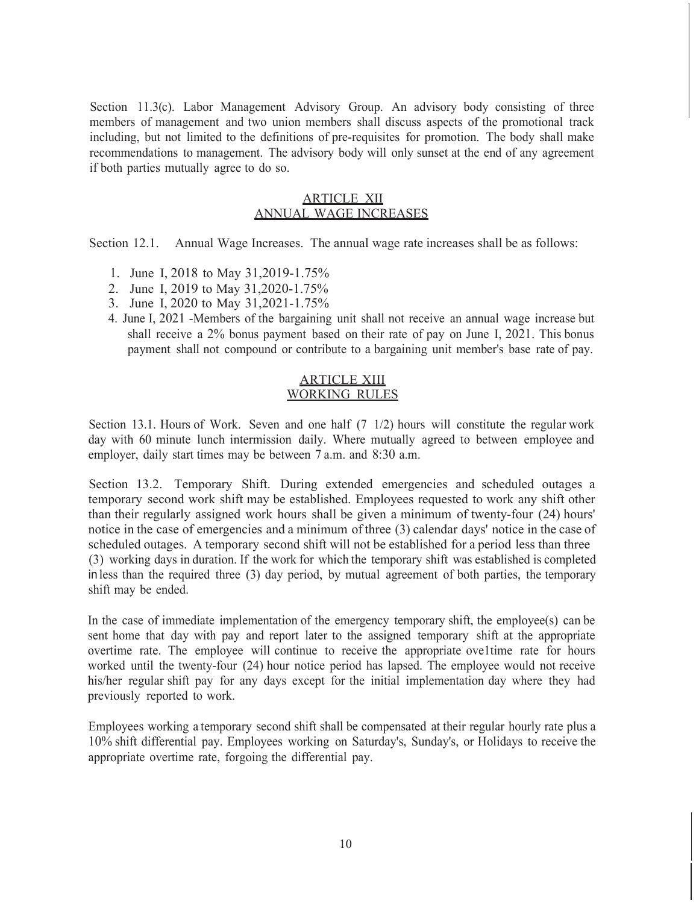Section 11.3(c). Labor Management Advisory Group. An advisory body consisting of three members of management and two union members shall discuss aspects of the promotional track including, but not limited to the definitions of pre-requisites for promotion. The body shall make recommendations to management. The advisory body will only sunset at the end of any agreement if both parties mutually agree to do so.

## ARTICLE XII
## ANNUAL WAGE INCREASES

Section 12.1. Annual Wage Increases. The annual wage rate increases shall be as follows:

1. June I, 2018 to May 31,2019-1.75%
2. June I, 2019 to May 31,2020-1.75%
3. June I, 2020 to May 31,2021-1.75%
4. June I, 2021 -Members of the bargaining unit shall not receive an annual wage increase but shall receive a 2% bonus payment based on their rate of pay on June I, 2021. This bonus payment shall not compound or contribute to a bargaining unit member's base rate of pay.

## ARTICLE XIII
## WORKING RULES

Section 13.1. Hours of Work. Seven and one half (7 1/2) hours will constitute the regular work day with 60 minute lunch intermission daily. Where mutually agreed to between employee and employer, daily start times may be between 7 a.m. and 8:30 a.m.

Section 13.2. Temporary Shift. During extended emergencies and scheduled outages a temporary second work shift may be established. Employees requested to work any shift other than their regularly assigned work hours shall be given a minimum of twenty-four (24) hours' notice in the case of emergencies and a minimum of three (3) calendar days' notice in the case of scheduled outages. A temporary second shift will not be established for a period less than three (3) working days in duration. If the work for which the temporary shift was established is completed in less than the required three (3) day period, by mutual agreement of both parties, the temporary shift may be ended.

In the case of immediate implementation of the emergency temporary shift, the employee(s) can be sent home that day with pay and report later to the assigned temporary shift at the appropriate overtime rate. The employee will continue to receive the appropriate ove1time rate for hours worked until the twenty-four (24) hour notice period has lapsed. The employee would not receive his/her regular shift pay for any days except for the initial implementation day where they had previously reported to work.

Employees working a temporary second shift shall be compensated at their regular hourly rate plus a 10% shift differential pay. Employees working on Saturday's, Sunday's, or Holidays to receive the appropriate overtime rate, forgoing the differential pay.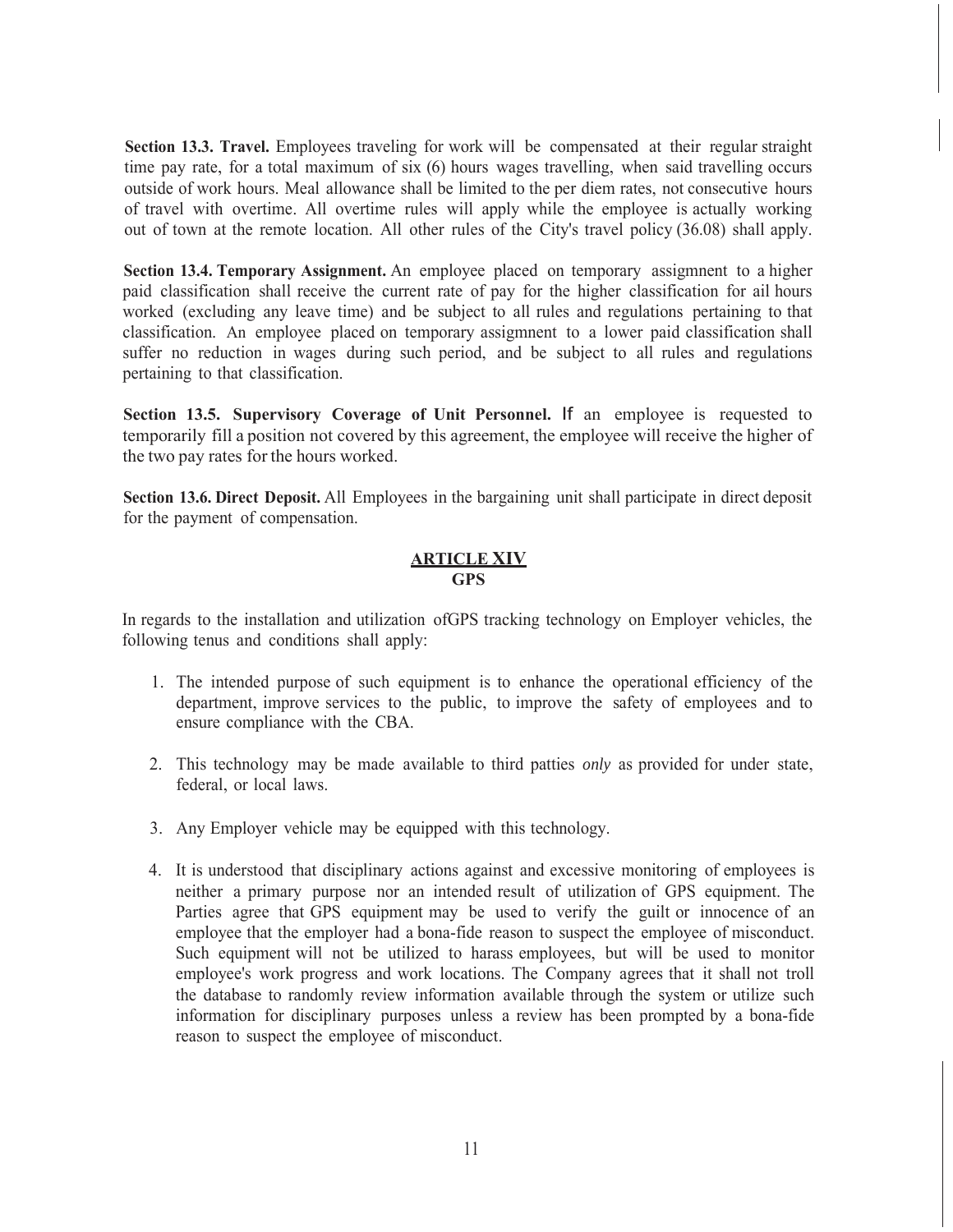**Section 13.3. Travel.** Employees traveling for work will be compensated at their regular straight time pay rate, for a total maximum of six (6) hours wages travelling, when said travelling occurs outside of work hours. Meal allowance shall be limited to the per diem rates, not consecutive hours of travel with overtime. All overtime rules will apply while the employee is actually working out of town at the remote location. All other rules of the City's travel policy (36.08) shall apply.

**Section 13.4. Temporary Assignment.** An employee placed on temporary assigmnent to a higher paid classification shall receive the current rate of pay for the higher classification for ail hours worked (excluding any leave time) and be subject to all rules and regulations pertaining to that classification. An employee placed on temporary assigmnent to a lower paid classification shall suffer no reduction in wages during such period, and be subject to all rules and regulations pertaining to that classification.

**Section 13.5. Supervisory Coverage of Unit Personnel.** If an employee is requested to temporarily fill a position not covered by this agreement, the employee will receive the higher of the two pay rates for the hours worked.

**Section 13.6. Direct Deposit.** All Employees in the bargaining unit shall participate in direct deposit for the payment of compensation.

## ARTICLE XIV
## GPS

In regards to the installation and utilization ofGPS tracking technology on Employer vehicles, the following tenus and conditions shall apply:

1. The intended purpose of such equipment is to enhance the operational efficiency of the department, improve services to the public, to improve the safety of employees and to ensure compliance with the CBA.

2. This technology may be made available to third patties *only* as provided for under state, federal, or local laws.

3. Any Employer vehicle may be equipped with this technology.

4. It is understood that disciplinary actions against and excessive monitoring of employees is neither a primary purpose nor an intended result of utilization of GPS equipment. The Parties agree that GPS equipment may be used to verify the guilt or innocence of an employee that the employer had a bona-fide reason to suspect the employee of misconduct. Such equipment will not be utilized to harass employees, but will be used to monitor employee's work progress and work locations. The Company agrees that it shall not troll the database to randomly review information available through the system or utilize such information for disciplinary purposes unless a review has been prompted by a bona-fide reason to suspect the employee of misconduct.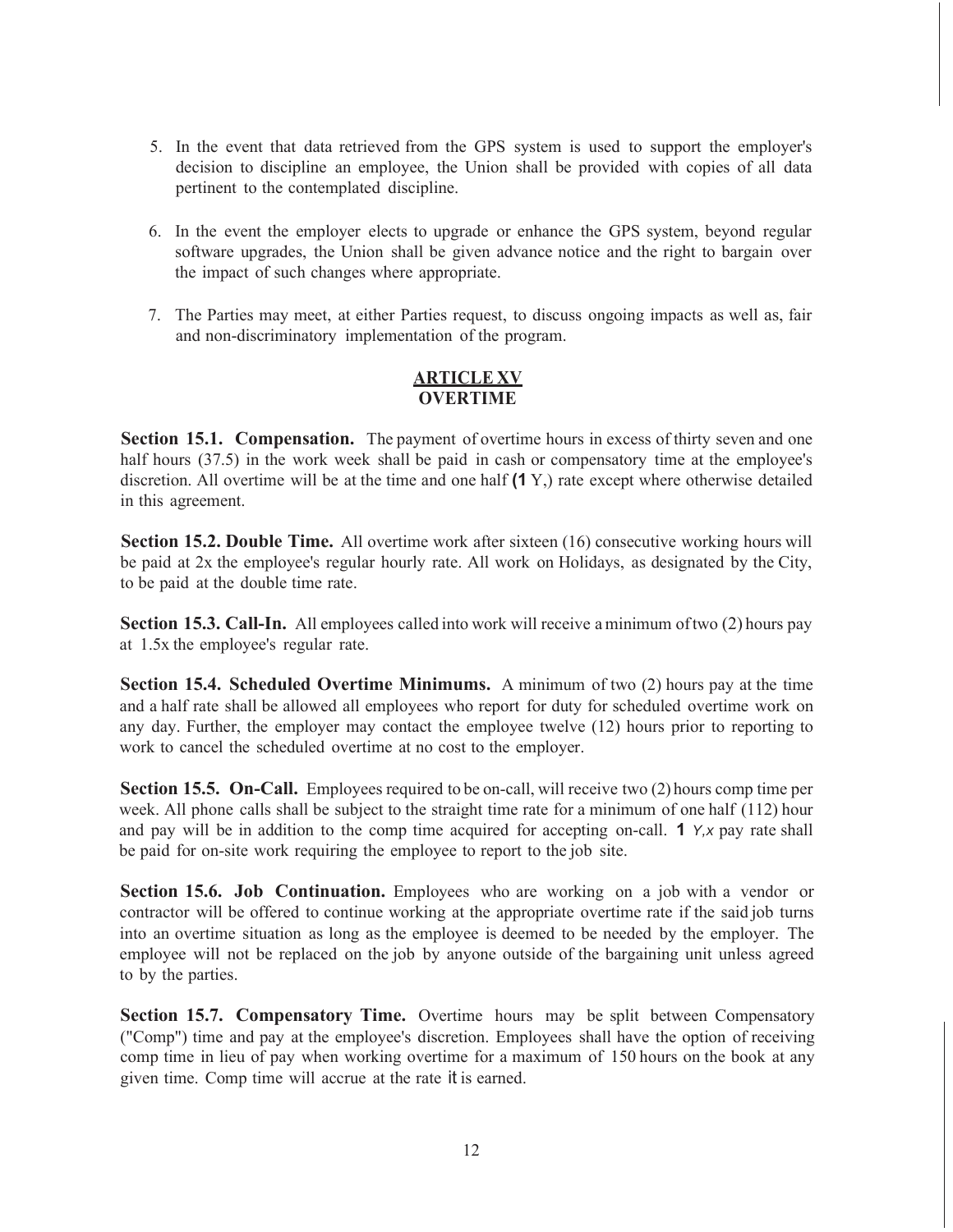5. In the event that data retrieved from the GPS system is used to support the employer's decision to discipline an employee, the Union shall be provided with copies of all data pertinent to the contemplated discipline.

6. In the event the employer elects to upgrade or enhance the GPS system, beyond regular software upgrades, the Union shall be given advance notice and the right to bargain over the impact of such changes where appropriate.

7. The Parties may meet, at either Parties request, to discuss ongoing impacts as well as, fair and non-discriminatory implementation of the program.

## ARTICLE XV
## OVERTIME

**Section 15.1. Compensation.** The payment of overtime hours in excess of thirty seven and one half hours (37.5) in the work week shall be paid in cash or compensatory time at the employee's discretion. All overtime will be at the time and one half (1 Y,) rate except where otherwise detailed in this agreement.

**Section 15.2. Double Time.** All overtime work after sixteen (16) consecutive working hours will be paid at 2x the employee's regular hourly rate. All work on Holidays, as designated by the City, to be paid at the double time rate.

**Section 15.3. Call-In.** All employees called into work will receive a minimum of two (2) hours pay at 1.5x the employee's regular rate.

**Section 15.4. Scheduled Overtime Minimums.** A minimum of two (2) hours pay at the time and a half rate shall be allowed all employees who report for duty for scheduled overtime work on any day. Further, the employer may contact the employee twelve (12) hours prior to reporting to work to cancel the scheduled overtime at no cost to the employer.

**Section 15.5. On-Call.** Employees required to be on-call, will receive two (2) hours comp time per week. All phone calls shall be subject to the straight time rate for a minimum of one half (112) hour and pay will be in addition to the comp time acquired for accepting on-call. 1 Y,x pay rate shall be paid for on-site work requiring the employee to report to the job site.

**Section 15.6. Job Continuation.** Employees who are working on a job with a vendor or contractor will be offered to continue working at the appropriate overtime rate if the said job turns into an overtime situation as long as the employee is deemed to be needed by the employer. The employee will not be replaced on the job by anyone outside of the bargaining unit unless agreed to by the parties.

**Section 15.7. Compensatory Time.** Overtime hours may be split between Compensatory ("Comp") time and pay at the employee's discretion. Employees shall have the option of receiving comp time in lieu of pay when working overtime for a maximum of 150 hours on the book at any given time. Comp time will accrue at the rate it is earned.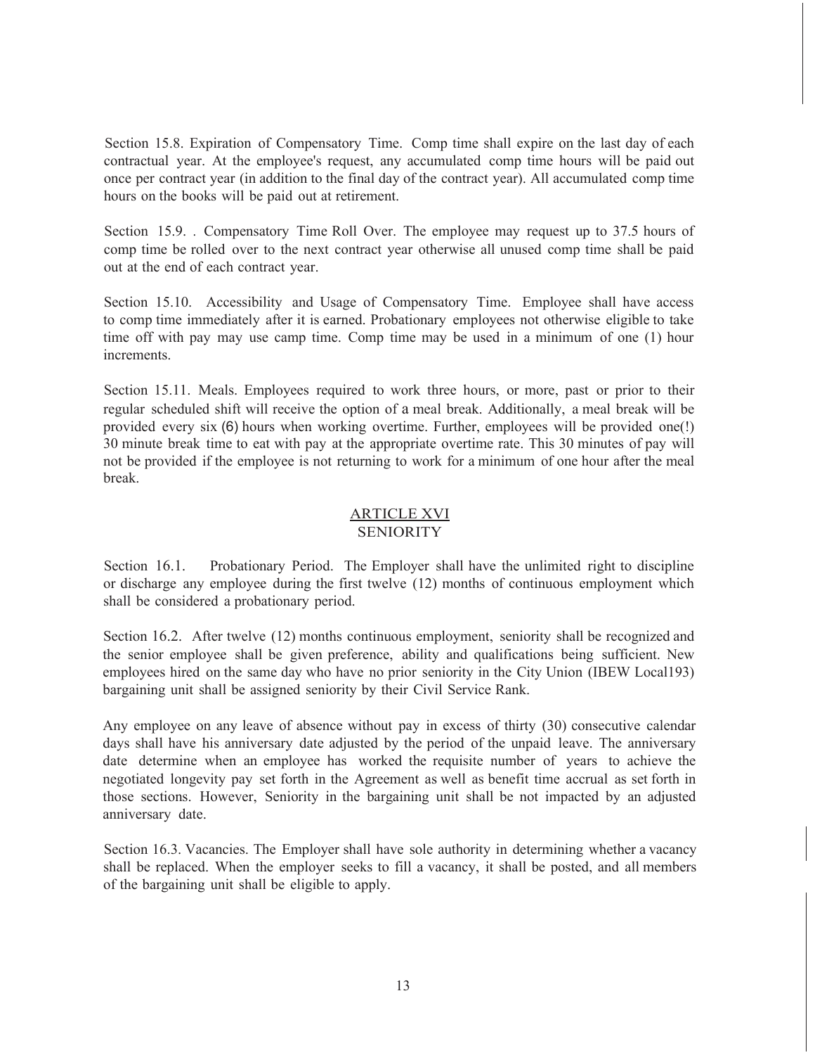Section 15.8. Expiration of Compensatory Time. Comp time shall expire on the last day of each contractual year. At the employee's request, any accumulated comp time hours will be paid out once per contract year (in addition to the final day of the contract year). All accumulated comp time hours on the books will be paid out at retirement.

Section 15.9. . Compensatory Time Roll Over. The employee may request up to 37.5 hours of comp time be rolled over to the next contract year otherwise all unused comp time shall be paid out at the end of each contract year.

Section 15.10. Accessibility and Usage of Compensatory Time. Employee shall have access to comp time immediately after it is earned. Probationary employees not otherwise eligible to take time off with pay may use camp time. Comp time may be used in a minimum of one (1) hour increments.

Section 15.11. Meals. Employees required to work three hours, or more, past or prior to their regular scheduled shift will receive the option of a meal break. Additionally, a meal break will be provided every six (6) hours when working overtime. Further, employees will be provided one(!) 30 minute break time to eat with pay at the appropriate overtime rate. This 30 minutes of pay will not be provided if the employee is not returning to work for a minimum of one hour after the meal break.

## ARTICLE XVI
## SENIORITY

Section 16.1. Probationary Period. The Employer shall have the unlimited right to discipline or discharge any employee during the first twelve (12) months of continuous employment which shall be considered a probationary period.

Section 16.2. After twelve (12) months continuous employment, seniority shall be recognized and the senior employee shall be given preference, ability and qualifications being sufficient. New employees hired on the same day who have no prior seniority in the City Union (IBEW Local193) bargaining unit shall be assigned seniority by their Civil Service Rank.

Any employee on any leave of absence without pay in excess of thirty (30) consecutive calendar days shall have his anniversary date adjusted by the period of the unpaid leave. The anniversary date determine when an employee has worked the requisite number of years to achieve the negotiated longevity pay set forth in the Agreement as well as benefit time accrual as set forth in those sections. However, Seniority in the bargaining unit shall be not impacted by an adjusted anniversary date.

Section 16.3. Vacancies. The Employer shall have sole authority in determining whether a vacancy shall be replaced. When the employer seeks to fill a vacancy, it shall be posted, and all members of the bargaining unit shall be eligible to apply.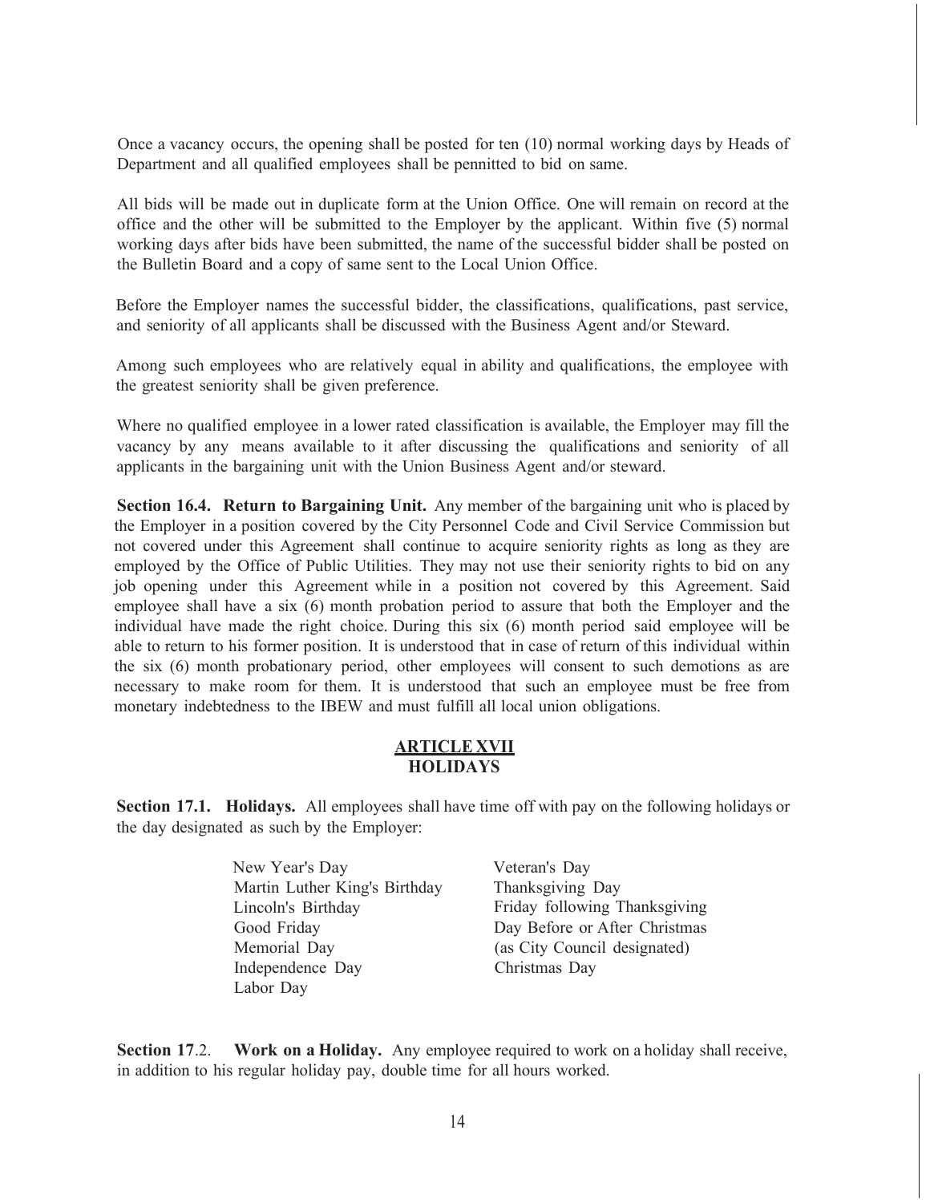Once a vacancy occurs, the opening shall be posted for ten (10) normal working days by Heads of Department and all qualified employees shall be pennitted to bid on same.

All bids will be made out in duplicate form at the Union Office. One will remain on record at the office and the other will be submitted to the Employer by the applicant. Within five (5) normal working days after bids have been submitted, the name of the successful bidder shall be posted on the Bulletin Board and a copy of same sent to the Local Union Office.

Before the Employer names the successful bidder, the classifications, qualifications, past service, and seniority of all applicants shall be discussed with the Business Agent and/or Steward.

Among such employees who are relatively equal in ability and qualifications, the employee with the greatest seniority shall be given preference.

Where no qualified employee in a lower rated classification is available, the Employer may fill the vacancy by any means available to it after discussing the qualifications and seniority of all applicants in the bargaining unit with the Union Business Agent and/or steward.

**Section 16.4. Return to Bargaining Unit.** Any member of the bargaining unit who is placed by the Employer in a position covered by the City Personnel Code and Civil Service Commission but not covered under this Agreement shall continue to acquire seniority rights as long as they are employed by the Office of Public Utilities. They may not use their seniority rights to bid on any job opening under this Agreement while in a position not covered by this Agreement. Said employee shall have a six (6) month probation period to assure that both the Employer and the individual have made the right choice. During this six (6) month period said employee will be able to return to his former position. It is understood that in case of return of this individual within the six (6) month probationary period, other employees will consent to such demotions as are necessary to make room for them. It is understood that such an employee must be free from monetary indebtedness to the IBEW and must fulfill all local union obligations.

## ARTICLE XVII
## HOLIDAYS

**Section 17.1. Holidays.** All employees shall have time off with pay on the following holidays or the day designated as such by the Employer:

- New Year's Day
- Martin Luther King's Birthday
- Lincoln's Birthday
- Good Friday
- Memorial Day
- Independence Day
- Labor Day
- Veteran's Day
- Thanksgiving Day
- Friday following Thanksgiving
- Day Before or After Christmas (as City Council designated)
- Christmas Day

**Section 17.2. Work on a Holiday.** Any employee required to work on a holiday shall receive, in addition to his regular holiday pay, double time for all hours worked.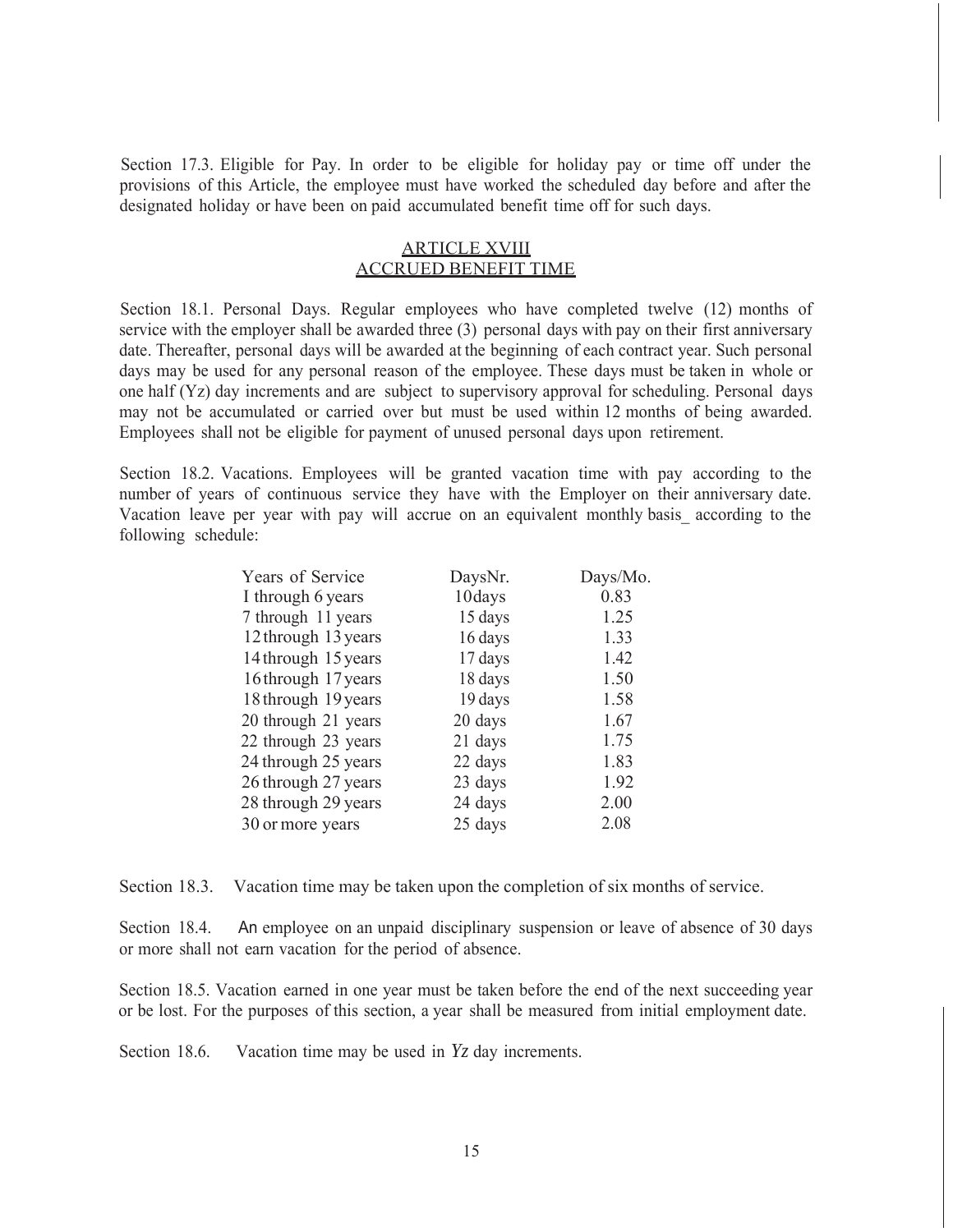Section 17.3. Eligible for Pay. In order to be eligible for holiday pay or time off under the provisions of this Article, the employee must have worked the scheduled day before and after the designated holiday or have been on paid accumulated benefit time off for such days.

## ARTICLE XVIII
## ACCRUED BENEFIT TIME

Section 18.1. Personal Days. Regular employees who have completed twelve (12) months of service with the employer shall be awarded three (3) personal days with pay on their first anniversary date. Thereafter, personal days will be awarded at the beginning of each contract year. Such personal days may be used for any personal reason of the employee. These days must be taken in whole or one half (Yz) day increments and are subject to supervisory approval for scheduling. Personal days may not be accumulated or carried over but must be used within 12 months of being awarded. Employees shall not be eligible for payment of unused personal days upon retirement.

Section 18.2. Vacations. Employees will be granted vacation time with pay according to the number of years of continuous service they have with the Employer on their anniversary date. Vacation leave per year with pay will accrue on an equivalent monthly basis_ according to the following schedule:

| Years of Service | DaysNr. | Days/Mo. |
|---|---|---|
| I through 6 years | 10days | 0.83 |
| 7 through 11 years | 15 days | 1.25 |
| 12 through 13 years | 16 days | 1.33 |
| 14 through 15 years | 17 days | 1.42 |
| 16 through 17 years | 18 days | 1.50 |
| 18 through 19 years | 19 days | 1.58 |
| 20 through 21 years | 20 days | 1.67 |
| 22 through 23 years | 21 days | 1.75 |
| 24 through 25 years | 22 days | 1.83 |
| 26 through 27 years | 23 days | 1.92 |
| 28 through 29 years | 24 days | 2.00 |
| 30 or more years | 25 days | 2.08 |

Section 18.3. Vacation time may be taken upon the completion of six months of service.

Section 18.4. An employee on an unpaid disciplinary suspension or leave of absence of 30 days or more shall not earn vacation for the period of absence.

Section 18.5. Vacation earned in one year must be taken before the end of the next succeeding year or be lost. For the purposes of this section, a year shall be measured from initial employment date.

Section 18.6. Vacation time may be used in *Yz* day increments.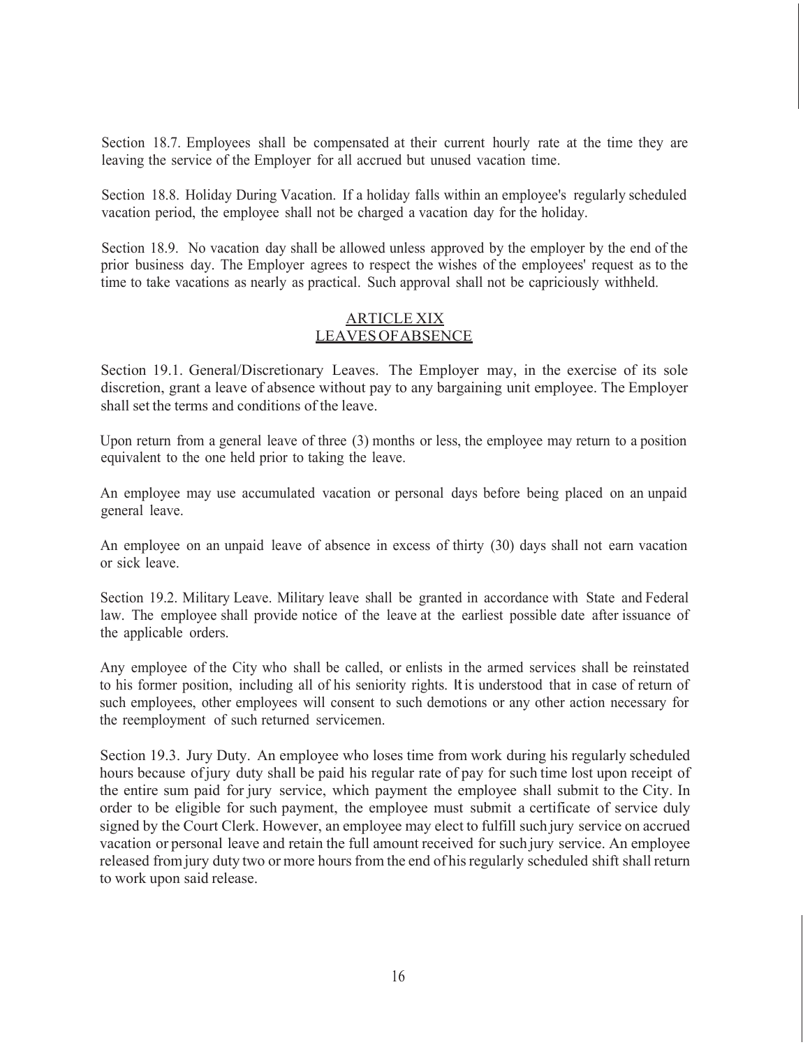Section 18.7. Employees shall be compensated at their current hourly rate at the time they are leaving the service of the Employer for all accrued but unused vacation time.

Section 18.8. Holiday During Vacation. If a holiday falls within an employee's regularly scheduled vacation period, the employee shall not be charged a vacation day for the holiday.

Section 18.9. No vacation day shall be allowed unless approved by the employer by the end of the prior business day. The Employer agrees to respect the wishes of the employees' request as to the time to take vacations as nearly as practical. Such approval shall not be capriciously withheld.

## ARTICLE XIX
## LEAVES OF ABSENCE

Section 19.1. General/Discretionary Leaves. The Employer may, in the exercise of its sole discretion, grant a leave of absence without pay to any bargaining unit employee. The Employer shall set the terms and conditions of the leave.

Upon return from a general leave of three (3) months or less, the employee may return to a position equivalent to the one held prior to taking the leave.

An employee may use accumulated vacation or personal days before being placed on an unpaid general leave.

An employee on an unpaid leave of absence in excess of thirty (30) days shall not earn vacation or sick leave.

Section 19.2. Military Leave. Military leave shall be granted in accordance with State and Federal law. The employee shall provide notice of the leave at the earliest possible date after issuance of the applicable orders.

Any employee of the City who shall be called, or enlists in the armed services shall be reinstated to his former position, including all of his seniority rights. It is understood that in case of return of such employees, other employees will consent to such demotions or any other action necessary for the reemployment of such returned servicemen.

Section 19.3. Jury Duty. An employee who loses time from work during his regularly scheduled hours because of jury duty shall be paid his regular rate of pay for such time lost upon receipt of the entire sum paid for jury service, which payment the employee shall submit to the City. In order to be eligible for such payment, the employee must submit a certificate of service duly signed by the Court Clerk. However, an employee may elect to fulfill such jury service on accrued vacation or personal leave and retain the full amount received for such jury service. An employee released from jury duty two or more hours from the end of his regularly scheduled shift shall return to work upon said release.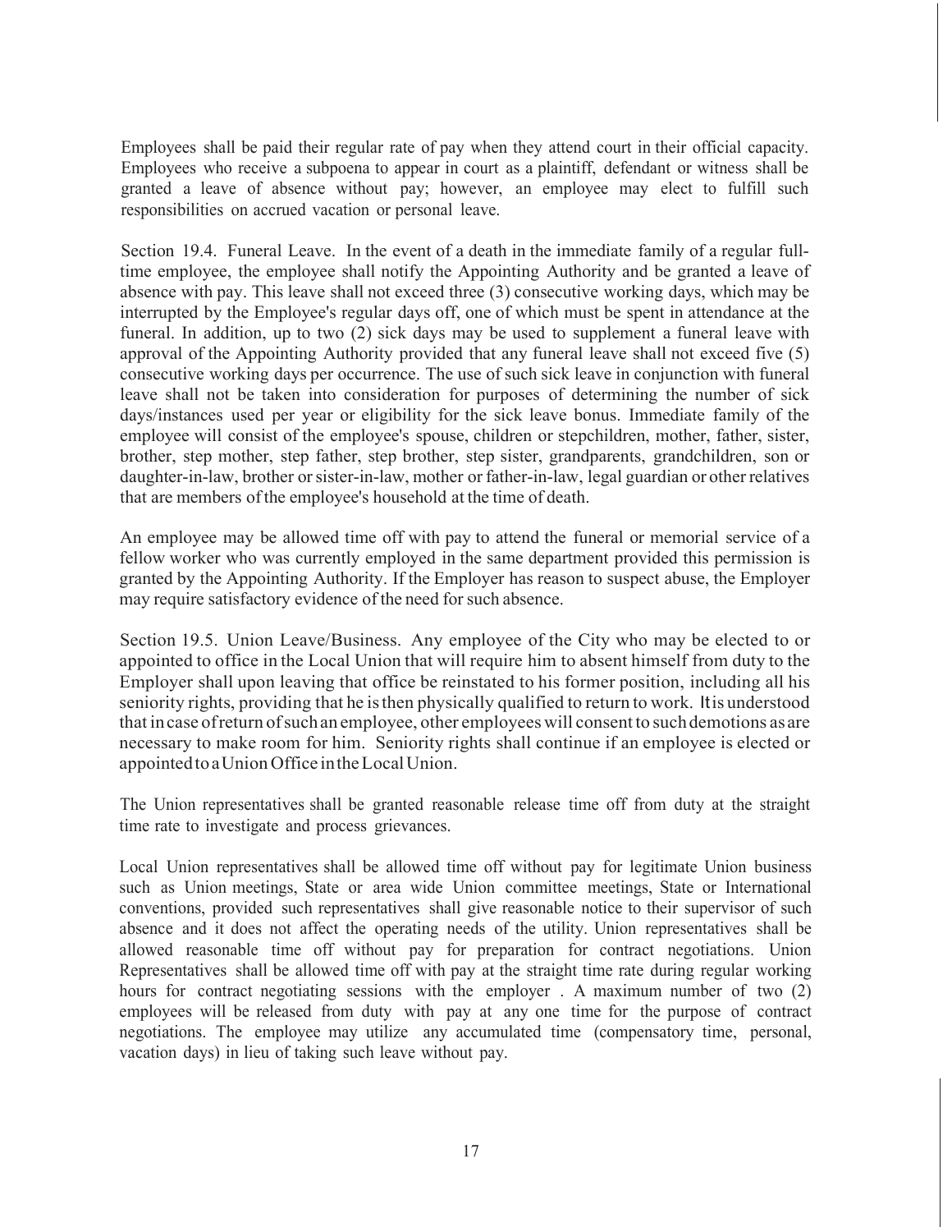Employees shall be paid their regular rate of pay when they attend court in their official capacity. Employees who receive a subpoena to appear in court as a plaintiff, defendant or witness shall be granted a leave of absence without pay; however, an employee may elect to fulfill such responsibilities on accrued vacation or personal leave.

Section 19.4. Funeral Leave. In the event of a death in the immediate family of a regular full-time employee, the employee shall notify the Appointing Authority and be granted a leave of absence with pay. This leave shall not exceed three (3) consecutive working days, which may be interrupted by the Employee's regular days off, one of which must be spent in attendance at the funeral. In addition, up to two (2) sick days may be used to supplement a funeral leave with approval of the Appointing Authority provided that any funeral leave shall not exceed five (5) consecutive working days per occurrence. The use of such sick leave in conjunction with funeral leave shall not be taken into consideration for purposes of determining the number of sick days/instances used per year or eligibility for the sick leave bonus. Immediate family of the employee will consist of the employee's spouse, children or stepchildren, mother, father, sister, brother, step mother, step father, step brother, step sister, grandparents, grandchildren, son or daughter-in-law, brother or sister-in-law, mother or father-in-law, legal guardian or other relatives that are members of the employee's household at the time of death.

An employee may be allowed time off with pay to attend the funeral or memorial service of a fellow worker who was currently employed in the same department provided this permission is granted by the Appointing Authority. If the Employer has reason to suspect abuse, the Employer may require satisfactory evidence of the need for such absence.

Section 19.5. Union Leave/Business. Any employee of the City who may be elected to or appointed to office in the Local Union that will require him to absent himself from duty to the Employer shall upon leaving that office be reinstated to his former position, including all his seniority rights, providing that he is then physically qualified to return to work. It is understood that in case of return of such an employee, other employees will consent to such demotions as are necessary to make room for him. Seniority rights shall continue if an employee is elected or appointed to a Union Office in the Local Union.

The Union representatives shall be granted reasonable release time off from duty at the straight time rate to investigate and process grievances.

Local Union representatives shall be allowed time off without pay for legitimate Union business such as Union meetings, State or area wide Union committee meetings, State or International conventions, provided such representatives shall give reasonable notice to their supervisor of such absence and it does not affect the operating needs of the utility. Union representatives shall be allowed reasonable time off without pay for preparation for contract negotiations. Union Representatives shall be allowed time off with pay at the straight time rate during regular working hours for contract negotiating sessions with the employer . A maximum number of two (2) employees will be released from duty with pay at any one time for the purpose of contract negotiations. The employee may utilize any accumulated time (compensatory time, personal, vacation days) in lieu of taking such leave without pay.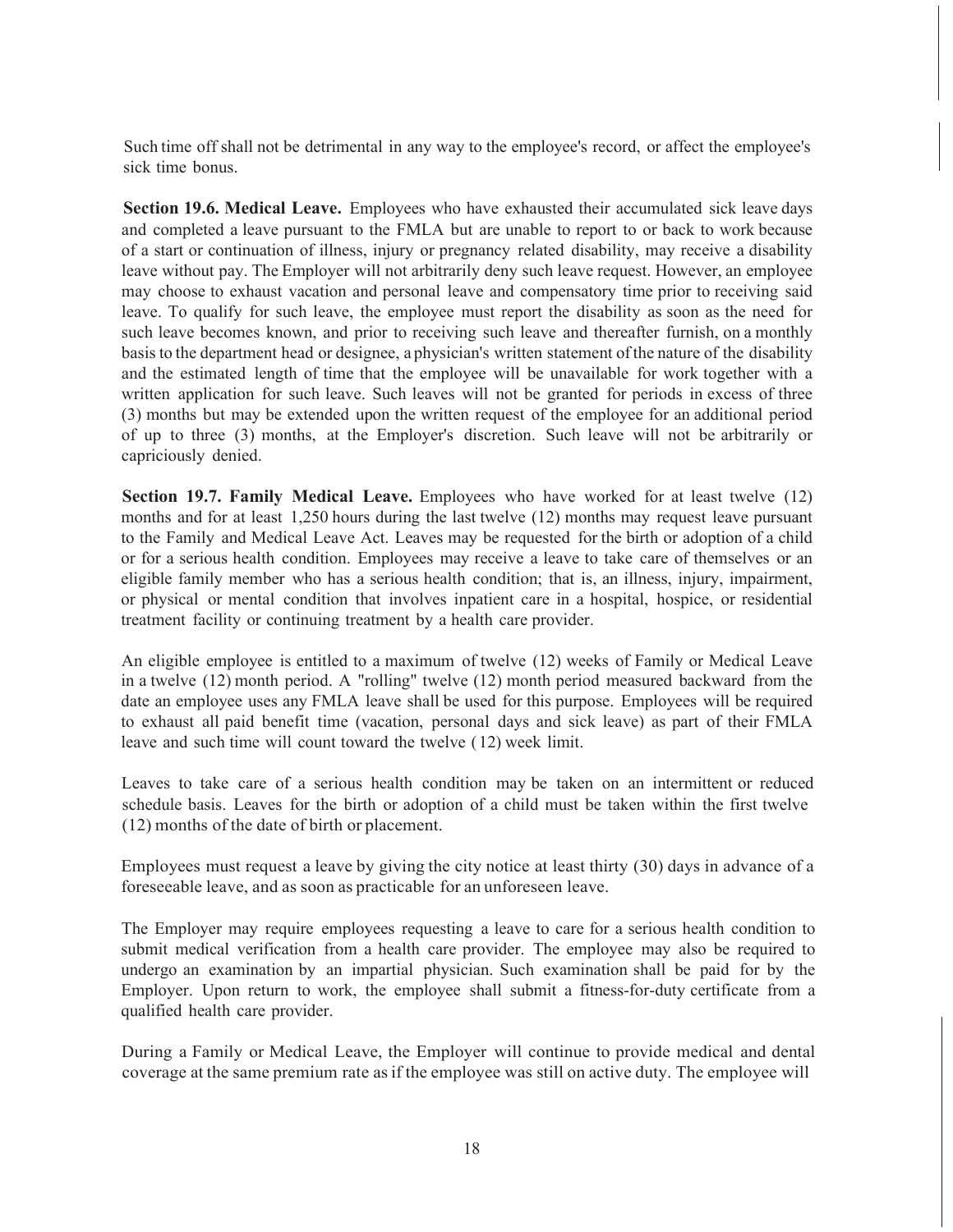Such time off shall not be detrimental in any way to the employee's record, or affect the employee's sick time bonus.

**Section 19.6. Medical Leave.** Employees who have exhausted their accumulated sick leave days and completed a leave pursuant to the FMLA but are unable to report to or back to work because of a start or continuation of illness, injury or pregnancy related disability, may receive a disability leave without pay. The Employer will not arbitrarily deny such leave request. However, an employee may choose to exhaust vacation and personal leave and compensatory time prior to receiving said leave. To qualify for such leave, the employee must report the disability as soon as the need for such leave becomes known, and prior to receiving such leave and thereafter furnish, on a monthly basis to the department head or designee, a physician's written statement of the nature of the disability and the estimated length of time that the employee will be unavailable for work together with a written application for such leave. Such leaves will not be granted for periods in excess of three (3) months but may be extended upon the written request of the employee for an additional period of up to three (3) months, at the Employer's discretion. Such leave will not be arbitrarily or capriciously denied.

**Section 19.7. Family Medical Leave.** Employees who have worked for at least twelve (12) months and for at least 1,250 hours during the last twelve (12) months may request leave pursuant to the Family and Medical Leave Act. Leaves may be requested for the birth or adoption of a child or for a serious health condition. Employees may receive a leave to take care of themselves or an eligible family member who has a serious health condition; that is, an illness, injury, impairment, or physical or mental condition that involves inpatient care in a hospital, hospice, or residential treatment facility or continuing treatment by a health care provider.

An eligible employee is entitled to a maximum of twelve (12) weeks of Family or Medical Leave in a twelve (12) month period. A "rolling" twelve (12) month period measured backward from the date an employee uses any FMLA leave shall be used for this purpose. Employees will be required to exhaust all paid benefit time (vacation, personal days and sick leave) as part of their FMLA leave and such time will count toward the twelve (12) week limit.

Leaves to take care of a serious health condition may be taken on an intermittent or reduced schedule basis. Leaves for the birth or adoption of a child must be taken within the first twelve (12) months of the date of birth or placement.

Employees must request a leave by giving the city notice at least thirty (30) days in advance of a foreseeable leave, and as soon as practicable for an unforeseen leave.

The Employer may require employees requesting a leave to care for a serious health condition to submit medical verification from a health care provider. The employee may also be required to undergo an examination by an impartial physician. Such examination shall be paid for by the Employer. Upon return to work, the employee shall submit a fitness-for-duty certificate from a qualified health care provider.

During a Family or Medical Leave, the Employer will continue to provide medical and dental coverage at the same premium rate as if the employee was still on active duty. The employee will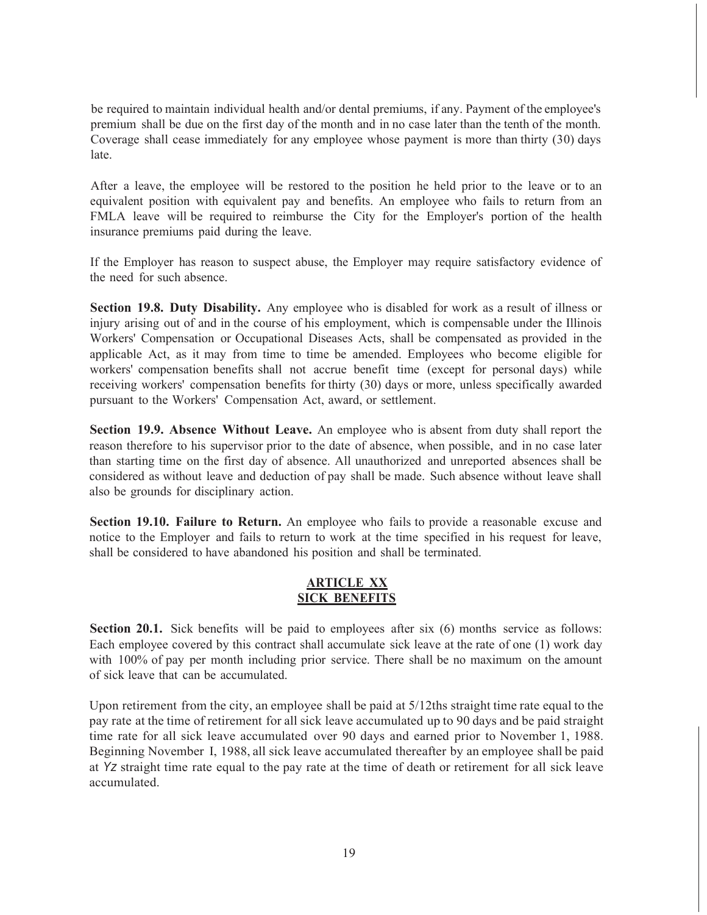be required to maintain individual health and/or dental premiums, if any. Payment of the employee's premium shall be due on the first day of the month and in no case later than the tenth of the month. Coverage shall cease immediately for any employee whose payment is more than thirty (30) days late.

After a leave, the employee will be restored to the position he held prior to the leave or to an equivalent position with equivalent pay and benefits. An employee who fails to return from an FMLA leave will be required to reimburse the City for the Employer's portion of the health insurance premiums paid during the leave.

If the Employer has reason to suspect abuse, the Employer may require satisfactory evidence of the need for such absence.

**Section 19.8. Duty Disability.** Any employee who is disabled for work as a result of illness or injury arising out of and in the course of his employment, which is compensable under the Illinois Workers' Compensation or Occupational Diseases Acts, shall be compensated as provided in the applicable Act, as it may from time to time be amended. Employees who become eligible for workers' compensation benefits shall not accrue benefit time (except for personal days) while receiving workers' compensation benefits for thirty (30) days or more, unless specifically awarded pursuant to the Workers' Compensation Act, award, or settlement.

**Section 19.9. Absence Without Leave.** An employee who is absent from duty shall report the reason therefore to his supervisor prior to the date of absence, when possible, and in no case later than starting time on the first day of absence. All unauthorized and unreported absences shall be considered as without leave and deduction of pay shall be made. Such absence without leave shall also be grounds for disciplinary action.

**Section 19.10. Failure to Return.** An employee who fails to provide a reasonable excuse and notice to the Employer and fails to return to work at the time specified in his request for leave, shall be considered to have abandoned his position and shall be terminated.

## ARTICLE XX
## SICK BENEFITS

**Section 20.1.** Sick benefits will be paid to employees after six (6) months service as follows: Each employee covered by this contract shall accumulate sick leave at the rate of one (1) work day with 100% of pay per month including prior service. There shall be no maximum on the amount of sick leave that can be accumulated.

Upon retirement from the city, an employee shall be paid at 5/12ths straight time rate equal to the pay rate at the time of retirement for all sick leave accumulated up to 90 days and be paid straight time rate for all sick leave accumulated over 90 days and earned prior to November 1, 1988. Beginning November I, 1988, all sick leave accumulated thereafter by an employee shall be paid at Yz straight time rate equal to the pay rate at the time of death or retirement for all sick leave accumulated.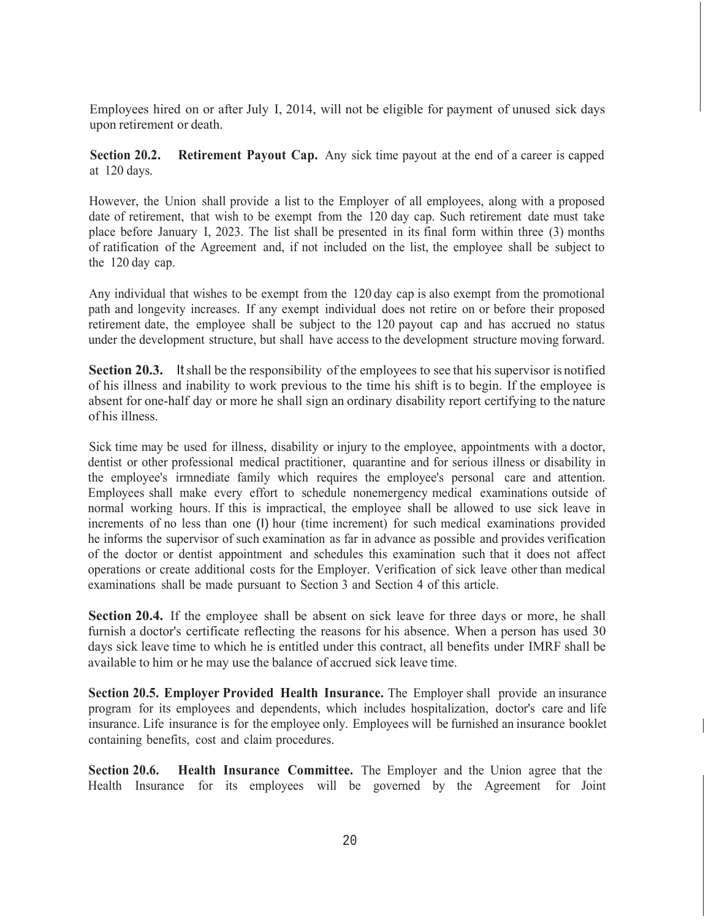Employees hired on or after July I, 2014, will not be eligible for payment of unused sick days upon retirement or death.

**Section 20.2. Retirement Payout Cap.** Any sick time payout at the end of a career is capped at 120 days.

However, the Union shall provide a list to the Employer of all employees, along with a proposed date of retirement, that wish to be exempt from the 120 day cap. Such retirement date must take place before January I, 2023. The list shall be presented in its final form within three (3) months of ratification of the Agreement and, if not included on the list, the employee shall be subject to the 120 day cap.

Any individual that wishes to be exempt from the 120 day cap is also exempt from the promotional path and longevity increases. If any exempt individual does not retire on or before their proposed retirement date, the employee shall be subject to the 120 payout cap and has accrued no status under the development structure, but shall have access to the development structure moving forward.

**Section 20.3.** It shall be the responsibility of the employees to see that his supervisor is notified of his illness and inability to work previous to the time his shift is to begin. If the employee is absent for one-half day or more he shall sign an ordinary disability report certifying to the nature of his illness.

Sick time may be used for illness, disability or injury to the employee, appointments with a doctor, dentist or other professional medical practitioner, quarantine and for serious illness or disability in the employee's irmnediate family which requires the employee's personal care and attention. Employees shall make every effort to schedule nonemergency medical examinations outside of normal working hours. If this is impractical, the employee shall be allowed to use sick leave in increments of no less than one (l) hour (time increment) for such medical examinations provided he informs the supervisor of such examination as far in advance as possible and provides verification of the doctor or dentist appointment and schedules this examination such that it does not affect operations or create additional costs for the Employer. Verification of sick leave other than medical examinations shall be made pursuant to Section 3 and Section 4 of this article.

**Section 20.4.** If the employee shall be absent on sick leave for three days or more, he shall furnish a doctor's certificate reflecting the reasons for his absence. When a person has used 30 days sick leave time to which he is entitled under this contract, all benefits under IMRF shall be available to him or he may use the balance of accrued sick leave time.

**Section 20.5. Employer Provided Health Insurance.** The Employer shall provide an insurance program for its employees and dependents, which includes hospitalization, doctor's care and life insurance. Life insurance is for the employee only. Employees will be furnished an insurance booklet containing benefits, cost and claim procedures.

**Section 20.6. Health Insurance Committee.** The Employer and the Union agree that the Health Insurance for its employees will be governed by the Agreement for Joint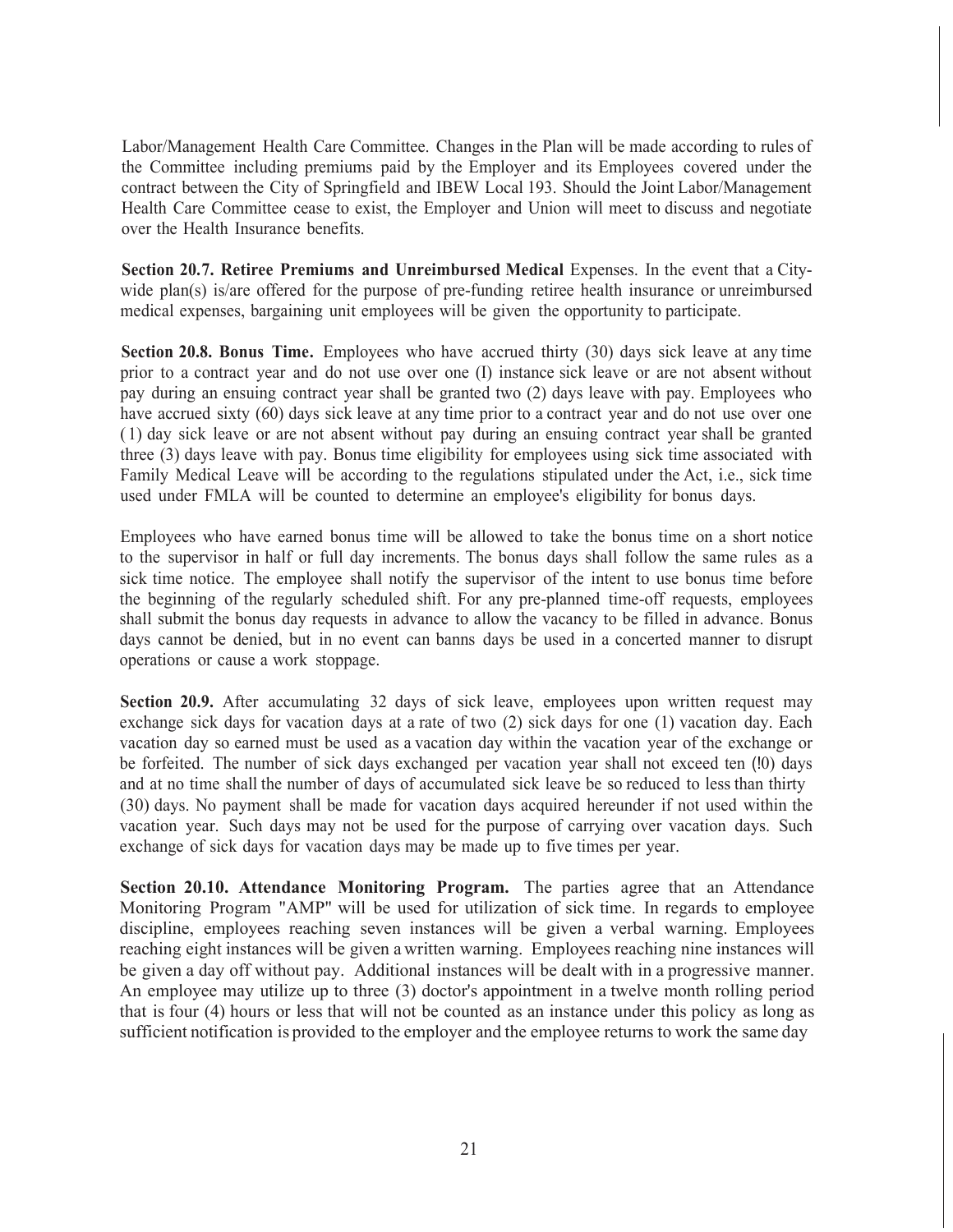Labor/Management Health Care Committee. Changes in the Plan will be made according to rules of the Committee including premiums paid by the Employer and its Employees covered under the contract between the City of Springfield and IBEW Local 193. Should the Joint Labor/Management Health Care Committee cease to exist, the Employer and Union will meet to discuss and negotiate over the Health Insurance benefits.

**Section 20.7. Retiree Premiums and Unreimbursed Medical** Expenses. In the event that a City-wide plan(s) is/are offered for the purpose of pre-funding retiree health insurance or unreimbursed medical expenses, bargaining unit employees will be given the opportunity to participate.

**Section 20.8. Bonus Time.** Employees who have accrued thirty (30) days sick leave at any time prior to a contract year and do not use over one (I) instance sick leave or are not absent without pay during an ensuing contract year shall be granted two (2) days leave with pay. Employees who have accrued sixty (60) days sick leave at any time prior to a contract year and do not use over one (1) day sick leave or are not absent without pay during an ensuing contract year shall be granted three (3) days leave with pay. Bonus time eligibility for employees using sick time associated with Family Medical Leave will be according to the regulations stipulated under the Act, i.e., sick time used under FMLA will be counted to determine an employee's eligibility for bonus days.

Employees who have earned bonus time will be allowed to take the bonus time on a short notice to the supervisor in half or full day increments. The bonus days shall follow the same rules as a sick time notice. The employee shall notify the supervisor of the intent to use bonus time before the beginning of the regularly scheduled shift. For any pre-planned time-off requests, employees shall submit the bonus day requests in advance to allow the vacancy to be filled in advance. Bonus days cannot be denied, but in no event can banns days be used in a concerted manner to disrupt operations or cause a work stoppage.

**Section 20.9.** After accumulating 32 days of sick leave, employees upon written request may exchange sick days for vacation days at a rate of two (2) sick days for one (1) vacation day. Each vacation day so earned must be used as a vacation day within the vacation year of the exchange or be forfeited. The number of sick days exchanged per vacation year shall not exceed ten (!0) days and at no time shall the number of days of accumulated sick leave be so reduced to less than thirty (30) days. No payment shall be made for vacation days acquired hereunder if not used within the vacation year. Such days may not be used for the purpose of carrying over vacation days. Such exchange of sick days for vacation days may be made up to five times per year.

**Section 20.10. Attendance Monitoring Program.** The parties agree that an Attendance Monitoring Program "AMP" will be used for utilization of sick time. In regards to employee discipline, employees reaching seven instances will be given a verbal warning. Employees reaching eight instances will be given a written warning. Employees reaching nine instances will be given a day off without pay. Additional instances will be dealt with in a progressive manner. An employee may utilize up to three (3) doctor's appointment in a twelve month rolling period that is four (4) hours or less that will not be counted as an instance under this policy as long as sufficient notification is provided to the employer and the employee returns to work the same day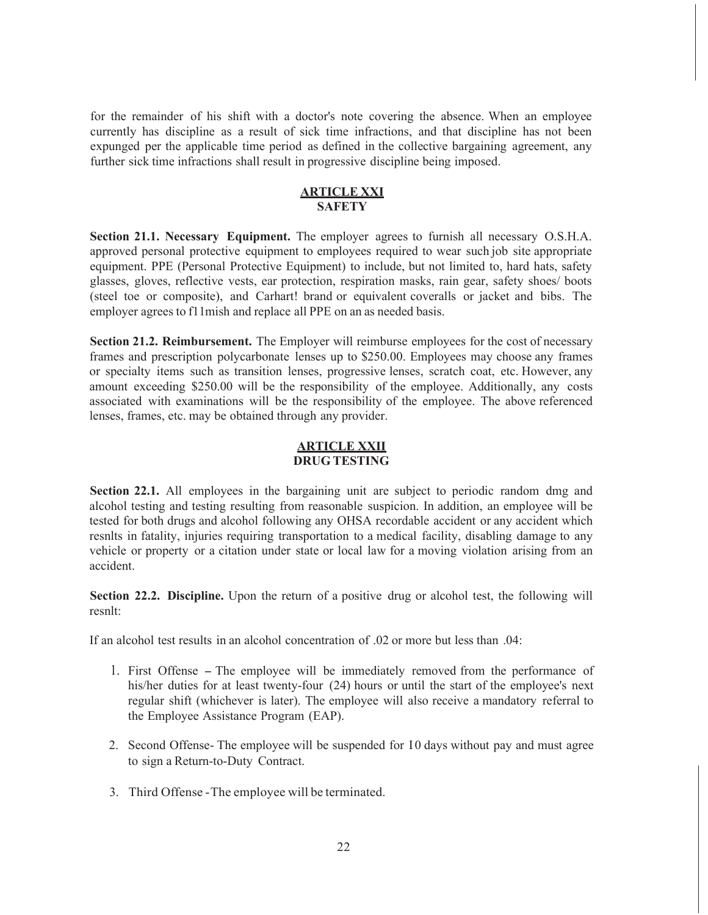for the remainder of his shift with a doctor's note covering the absence. When an employee currently has discipline as a result of sick time infractions, and that discipline has not been expunged per the applicable time period as defined in the collective bargaining agreement, any further sick time infractions shall result in progressive discipline being imposed.

## ARTICLE XXI
## SAFETY

**Section 21.1. Necessary Equipment.** The employer agrees to furnish all necessary O.S.H.A. approved personal protective equipment to employees required to wear such job site appropriate equipment. PPE (Personal Protective Equipment) to include, but not limited to, hard hats, safety glasses, gloves, reflective vests, ear protection, respiration masks, rain gear, safety shoes/ boots (steel toe or composite), and Carhart! brand or equivalent coveralls or jacket and bibs. The employer agrees to f11mish and replace all PPE on an as needed basis.

**Section 21.2. Reimbursement.** The Employer will reimburse employees for the cost of necessary frames and prescription polycarbonate lenses up to $250.00. Employees may choose any frames or specialty items such as transition lenses, progressive lenses, scratch coat, etc. However, any amount exceeding $250.00 will be the responsibility of the employee. Additionally, any costs associated with examinations will be the responsibility of the employee. The above referenced lenses, frames, etc. may be obtained through any provider.

## ARTICLE XXII
## DRUG TESTING

**Section 22.1.** All employees in the bargaining unit are subject to periodic random dmg and alcohol testing and testing resulting from reasonable suspicion. In addition, an employee will be tested for both drugs and alcohol following any OHSA recordable accident or any accident which resnlts in fatality, injuries requiring transportation to a medical facility, disabling damage to any vehicle or property or a citation under state or local law for a moving violation arising from an accident.

**Section 22.2. Discipline.** Upon the return of a positive drug or alcohol test, the following will resnlt:

If an alcohol test results in an alcohol concentration of .02 or more but less than .04:

1. First Offense – The employee will be immediately removed from the performance of his/her duties for at least twenty-four (24) hours or until the start of the employee's next regular shift (whichever is later). The employee will also receive a mandatory referral to the Employee Assistance Program (EAP).

2. Second Offense- The employee will be suspended for 10 days without pay and must agree to sign a Return-to-Duty Contract.

3. Third Offense -The employee will be terminated.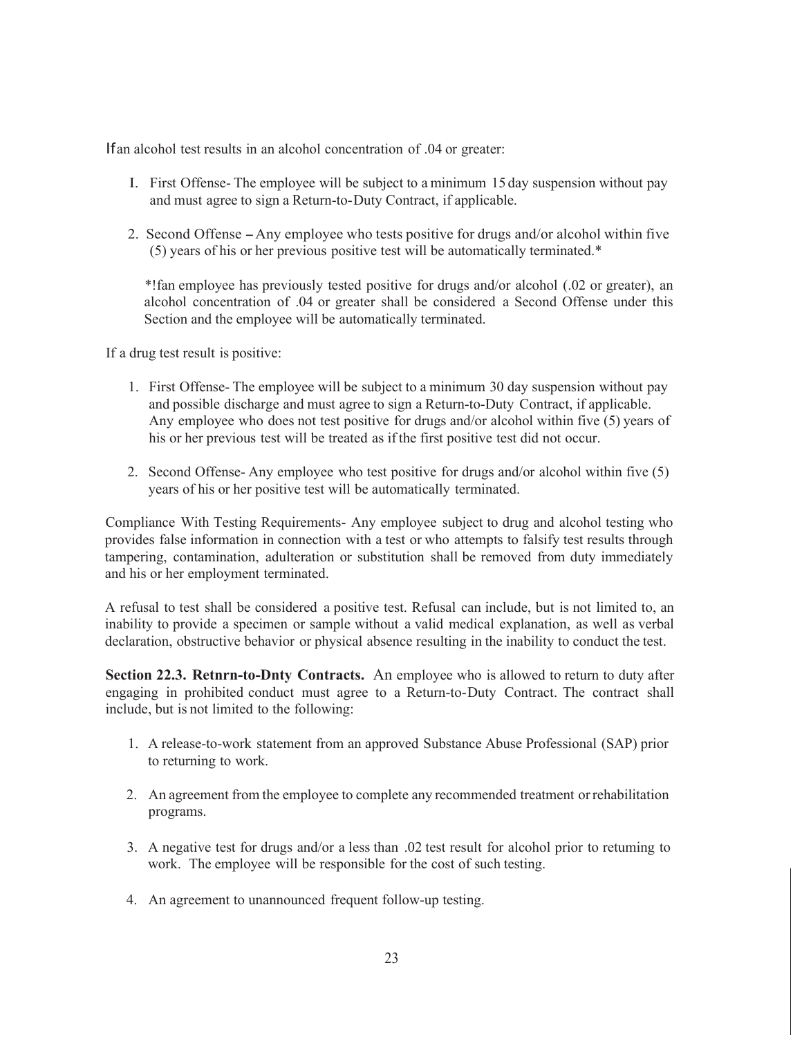If an alcohol test results in an alcohol concentration of .04 or greater:

1. First Offense- The employee will be subject to a minimum 15 day suspension without pay and must agree to sign a Return-to-Duty Contract, if applicable.

2. Second Offense – Any employee who tests positive for drugs and/or alcohol within five (5) years of his or her previous positive test will be automatically terminated.*

   *If an employee has previously tested positive for drugs and/or alcohol (.02 or greater), an alcohol concentration of .04 or greater shall be considered a Second Offense under this Section and the employee will be automatically terminated.

If a drug test result is positive:

1. First Offense- The employee will be subject to a minimum 30 day suspension without pay and possible discharge and must agree to sign a Return-to-Duty Contract, if applicable. Any employee who does not test positive for drugs and/or alcohol within five (5) years of his or her previous test will be treated as if the first positive test did not occur.

2. Second Offense- Any employee who test positive for drugs and/or alcohol within five (5) years of his or her positive test will be automatically terminated.

Compliance With Testing Requirements- Any employee subject to drug and alcohol testing who provides false information in connection with a test or who attempts to falsify test results through tampering, contamination, adulteration or substitution shall be removed from duty immediately and his or her employment terminated.

A refusal to test shall be considered a positive test. Refusal can include, but is not limited to, an inability to provide a specimen or sample without a valid medical explanation, as well as verbal declaration, obstructive behavior or physical absence resulting in the inability to conduct the test.

**Section 22.3. Return-to-Duty Contracts.** An employee who is allowed to return to duty after engaging in prohibited conduct must agree to a Return-to-Duty Contract. The contract shall include, but is not limited to the following:

1. A release-to-work statement from an approved Substance Abuse Professional (SAP) prior to returning to work.

2. An agreement from the employee to complete any recommended treatment or rehabilitation programs.

3. A negative test for drugs and/or a less than .02 test result for alcohol prior to returning to work. The employee will be responsible for the cost of such testing.

4. An agreement to unannounced frequent follow-up testing.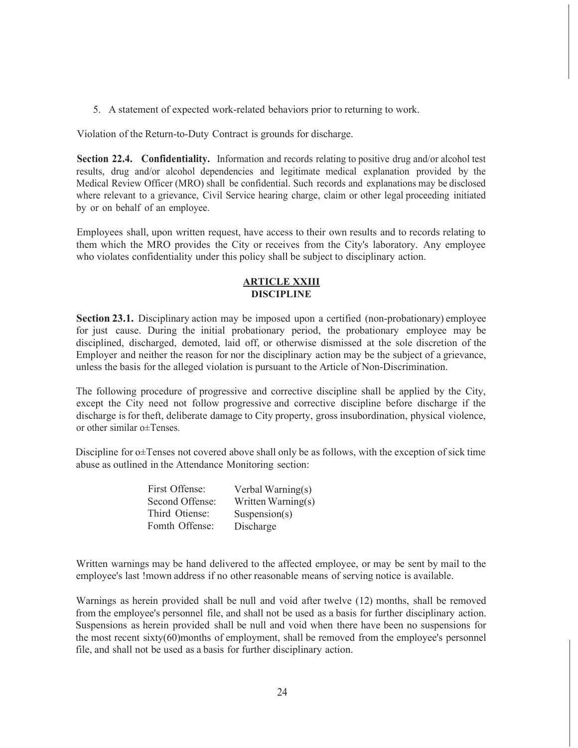5. A statement of expected work-related behaviors prior to returning to work.

Violation of the Return-to-Duty Contract is grounds for discharge.

**Section 22.4. Confidentiality.** Information and records relating to positive drug and/or alcohol test results, drug and/or alcohol dependencies and legitimate medical explanation provided by the Medical Review Officer (MRO) shall be confidential. Such records and explanations may be disclosed where relevant to a grievance, Civil Service hearing charge, claim or other legal proceeding initiated by or on behalf of an employee.

Employees shall, upon written request, have access to their own results and to records relating to them which the MRO provides the City or receives from the City's laboratory. Any employee who violates confidentiality under this policy shall be subject to disciplinary action.

## ARTICLE XXIII
## DISCIPLINE

**Section 23.1.** Disciplinary action may be imposed upon a certified (non-probationary) employee for just cause. During the initial probationary period, the probationary employee may be disciplined, discharged, demoted, laid off, or otherwise dismissed at the sole discretion of the Employer and neither the reason for nor the disciplinary action may be the subject of a grievance, unless the basis for the alleged violation is pursuant to the Article of Non-Discrimination.

The following procedure of progressive and corrective discipline shall be applied by the City, except the City need not follow progressive and corrective discipline before discharge if the discharge is for theft, deliberate damage to City property, gross insubordination, physical violence, or other similar o±Tenses.

Discipline for o±Tenses not covered above shall only be as follows, with the exception of sick time abuse as outlined in the Attendance Monitoring section:

| | |
|---|---|
| First Offense: | Verbal Warning(s) |
| Second Offense: | Written Warning(s) |
| Third Otiense: | Suspension(s) |
| Fomth Offense: | Discharge |

Written warnings may be hand delivered to the affected employee, or may be sent by mail to the employee's last !mown address if no other reasonable means of serving notice is available.

Warnings as herein provided shall be null and void after twelve (12) months, shall be removed from the employee's personnel file, and shall not be used as a basis for further disciplinary action. Suspensions as herein provided shall be null and void when there have been no suspensions for the most recent sixty(60)months of employment, shall be removed from the employee's personnel file, and shall not be used as a basis for further disciplinary action.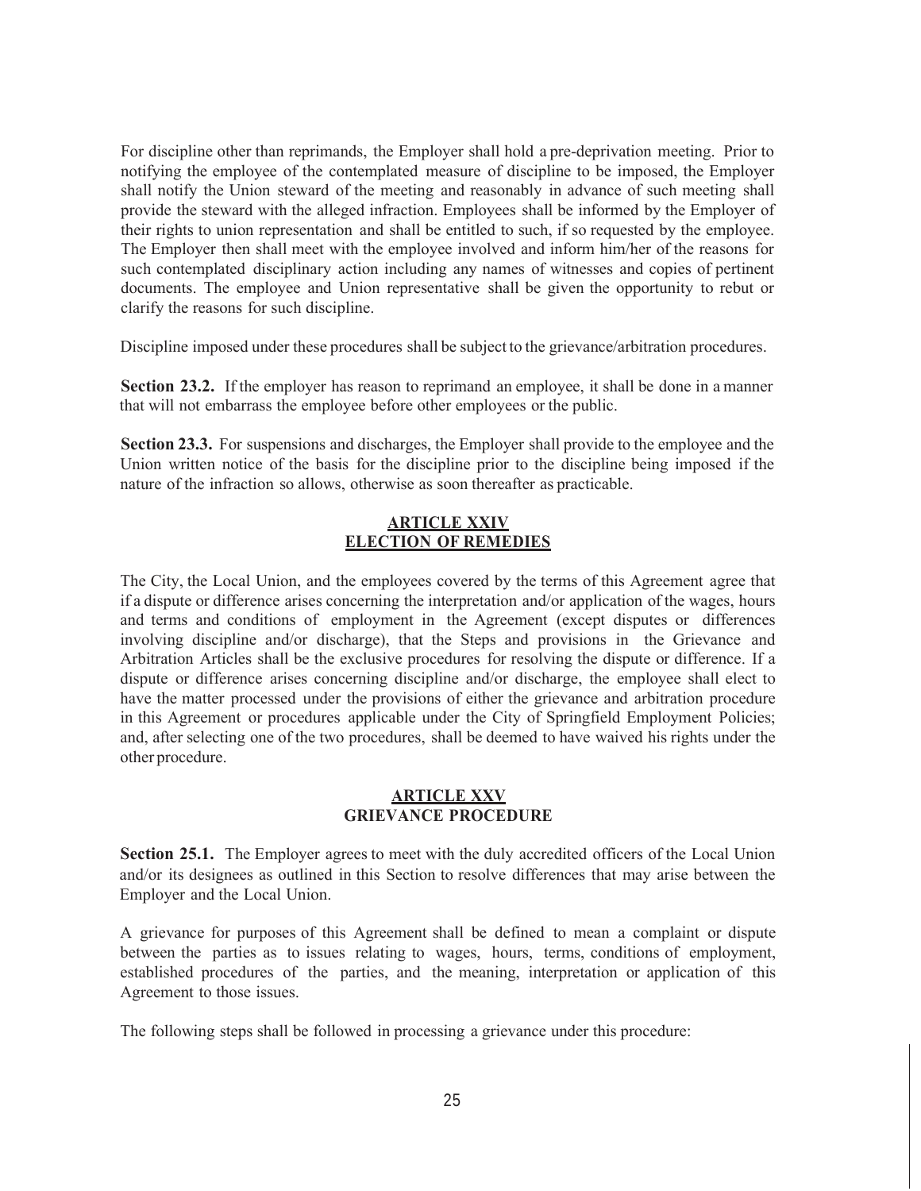For discipline other than reprimands, the Employer shall hold a pre-deprivation meeting. Prior to notifying the employee of the contemplated measure of discipline to be imposed, the Employer shall notify the Union steward of the meeting and reasonably in advance of such meeting shall provide the steward with the alleged infraction. Employees shall be informed by the Employer of their rights to union representation and shall be entitled to such, if so requested by the employee. The Employer then shall meet with the employee involved and inform him/her of the reasons for such contemplated disciplinary action including any names of witnesses and copies of pertinent documents. The employee and Union representative shall be given the opportunity to rebut or clarify the reasons for such discipline.

Discipline imposed under these procedures shall be subject to the grievance/arbitration procedures.

**Section 23.2.** If the employer has reason to reprimand an employee, it shall be done in a manner that will not embarrass the employee before other employees or the public.

**Section 23.3.** For suspensions and discharges, the Employer shall provide to the employee and the Union written notice of the basis for the discipline prior to the discipline being imposed if the nature of the infraction so allows, otherwise as soon thereafter as practicable.

## ARTICLE XXIV
## ELECTION OF REMEDIES

The City, the Local Union, and the employees covered by the terms of this Agreement agree that if a dispute or difference arises concerning the interpretation and/or application of the wages, hours and terms and conditions of employment in the Agreement (except disputes or differences involving discipline and/or discharge), that the Steps and provisions in the Grievance and Arbitration Articles shall be the exclusive procedures for resolving the dispute or difference. If a dispute or difference arises concerning discipline and/or discharge, the employee shall elect to have the matter processed under the provisions of either the grievance and arbitration procedure in this Agreement or procedures applicable under the City of Springfield Employment Policies; and, after selecting one of the two procedures, shall be deemed to have waived his rights under the other procedure.

## ARTICLE XXV
## GRIEVANCE PROCEDURE

**Section 25.1.** The Employer agrees to meet with the duly accredited officers of the Local Union and/or its designees as outlined in this Section to resolve differences that may arise between the Employer and the Local Union.

A grievance for purposes of this Agreement shall be defined to mean a complaint or dispute between the parties as to issues relating to wages, hours, terms, conditions of employment, established procedures of the parties, and the meaning, interpretation or application of this Agreement to those issues.

The following steps shall be followed in processing a grievance under this procedure: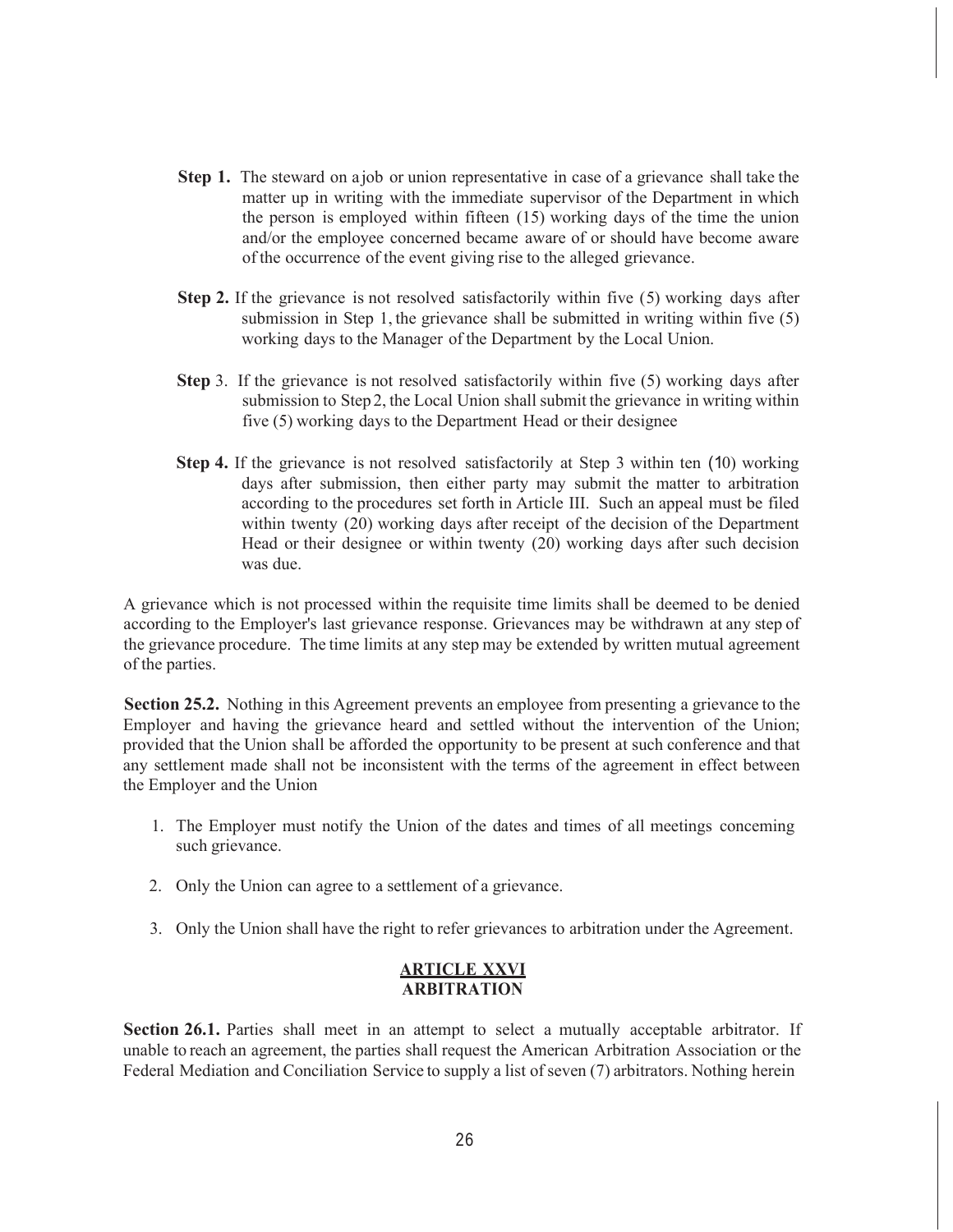**Step 1.** The steward on a job or union representative in case of a grievance shall take the matter up in writing with the immediate supervisor of the Department in which the person is employed within fifteen (15) working days of the time the union and/or the employee concerned became aware of or should have become aware of the occurrence of the event giving rise to the alleged grievance.

**Step 2.** If the grievance is not resolved satisfactorily within five (5) working days after submission in Step 1, the grievance shall be submitted in writing within five (5) working days to the Manager of the Department by the Local Union.

**Step** 3. If the grievance is not resolved satisfactorily within five (5) working days after submission to Step 2, the Local Union shall submit the grievance in writing within five (5) working days to the Department Head or their designee

**Step 4.** If the grievance is not resolved satisfactorily at Step 3 within ten (10) working days after submission, then either party may submit the matter to arbitration according to the procedures set forth in Article III. Such an appeal must be filed within twenty (20) working days after receipt of the decision of the Department Head or their designee or within twenty (20) working days after such decision was due.

A grievance which is not processed within the requisite time limits shall be deemed to be denied according to the Employer's last grievance response. Grievances may be withdrawn at any step of the grievance procedure. The time limits at any step may be extended by written mutual agreement of the parties.

**Section 25.2.** Nothing in this Agreement prevents an employee from presenting a grievance to the Employer and having the grievance heard and settled without the intervention of the Union; provided that the Union shall be afforded the opportunity to be present at such conference and that any settlement made shall not be inconsistent with the terms of the agreement in effect between the Employer and the Union

1. The Employer must notify the Union of the dates and times of all meetings conceming such grievance.
2. Only the Union can agree to a settlement of a grievance.
3. Only the Union shall have the right to refer grievances to arbitration under the Agreement.

## ARTICLE XXVI
## ARBITRATION

**Section 26.1.** Parties shall meet in an attempt to select a mutually acceptable arbitrator. If unable to reach an agreement, the parties shall request the American Arbitration Association or the Federal Mediation and Conciliation Service to supply a list of seven (7) arbitrators. Nothing herein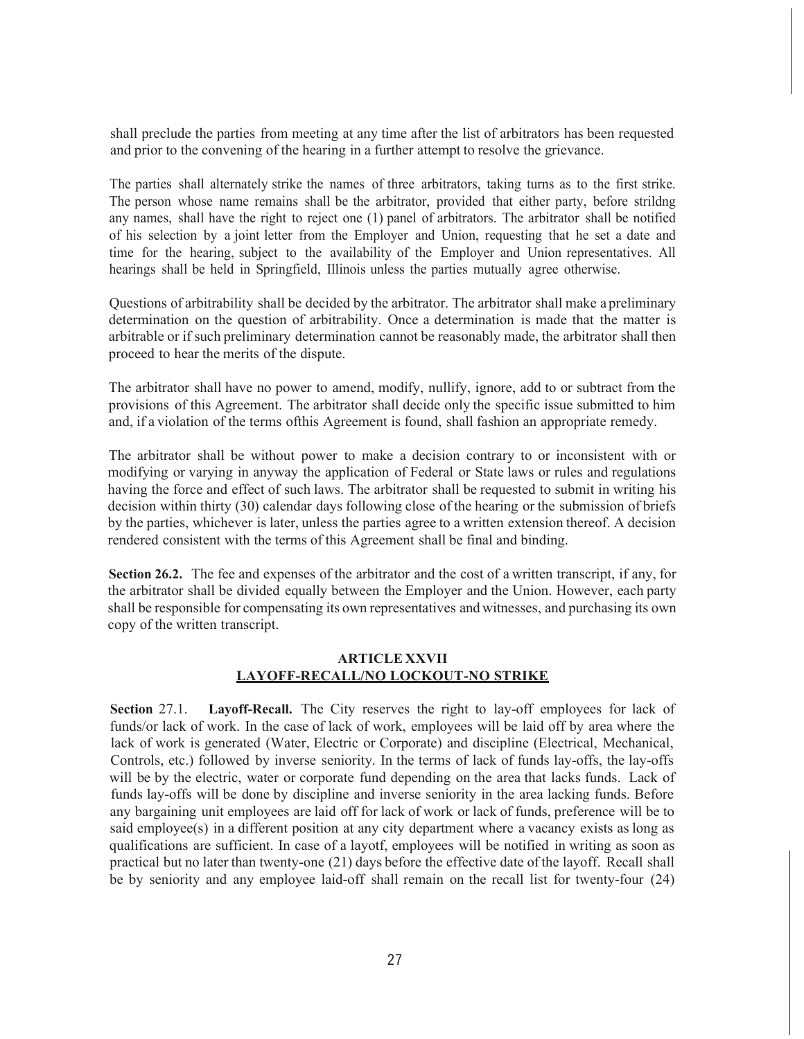shall preclude the parties from meeting at any time after the list of arbitrators has been requested and prior to the convening of the hearing in a further attempt to resolve the grievance.

The parties shall alternately strike the names of three arbitrators, taking turns as to the first strike. The person whose name remains shall be the arbitrator, provided that either party, before strildng any names, shall have the right to reject one (1) panel of arbitrators. The arbitrator shall be notified of his selection by a joint letter from the Employer and Union, requesting that he set a date and time for the hearing, subject to the availability of the Employer and Union representatives. All hearings shall be held in Springfield, Illinois unless the parties mutually agree otherwise.

Questions of arbitrability shall be decided by the arbitrator. The arbitrator shall make a preliminary determination on the question of arbitrability. Once a determination is made that the matter is arbitrable or if such preliminary determination cannot be reasonably made, the arbitrator shall then proceed to hear the merits of the dispute.

The arbitrator shall have no power to amend, modify, nullify, ignore, add to or subtract from the provisions of this Agreement. The arbitrator shall decide only the specific issue submitted to him and, if a violation of the terms ofthis Agreement is found, shall fashion an appropriate remedy.

The arbitrator shall be without power to make a decision contrary to or inconsistent with or modifying or varying in anyway the application of Federal or State laws or rules and regulations having the force and effect of such laws. The arbitrator shall be requested to submit in writing his decision within thirty (30) calendar days following close of the hearing or the submission of briefs by the parties, whichever is later, unless the parties agree to a written extension thereof. A decision rendered consistent with the terms of this Agreement shall be final and binding.

**Section 26.2.** The fee and expenses of the arbitrator and the cost of a written transcript, if any, for the arbitrator shall be divided equally between the Employer and the Union. However, each party shall be responsible for compensating its own representatives and witnesses, and purchasing its own copy of the written transcript.

## ARTICLE XXVII
## LAYOFF-RECALL/NO LOCKOUT-NO STRIKE

**Section** 27.1. **Layoff-Recall.** The City reserves the right to lay-off employees for lack of funds/or lack of work. In the case of lack of work, employees will be laid off by area where the lack of work is generated (Water, Electric or Corporate) and discipline (Electrical, Mechanical, Controls, etc.) followed by inverse seniority. In the terms of lack of funds lay-offs, the lay-offs will be by the electric, water or corporate fund depending on the area that lacks funds. Lack of funds lay-offs will be done by discipline and inverse seniority in the area lacking funds. Before any bargaining unit employees are laid off for lack of work or lack of funds, preference will be to said employee(s) in a different position at any city department where a vacancy exists as long as qualifications are sufficient. In case of a layotf, employees will be notified in writing as soon as practical but no later than twenty-one (21) days before the effective date of the layoff. Recall shall be by seniority and any employee laid-off shall remain on the recall list for twenty-four (24)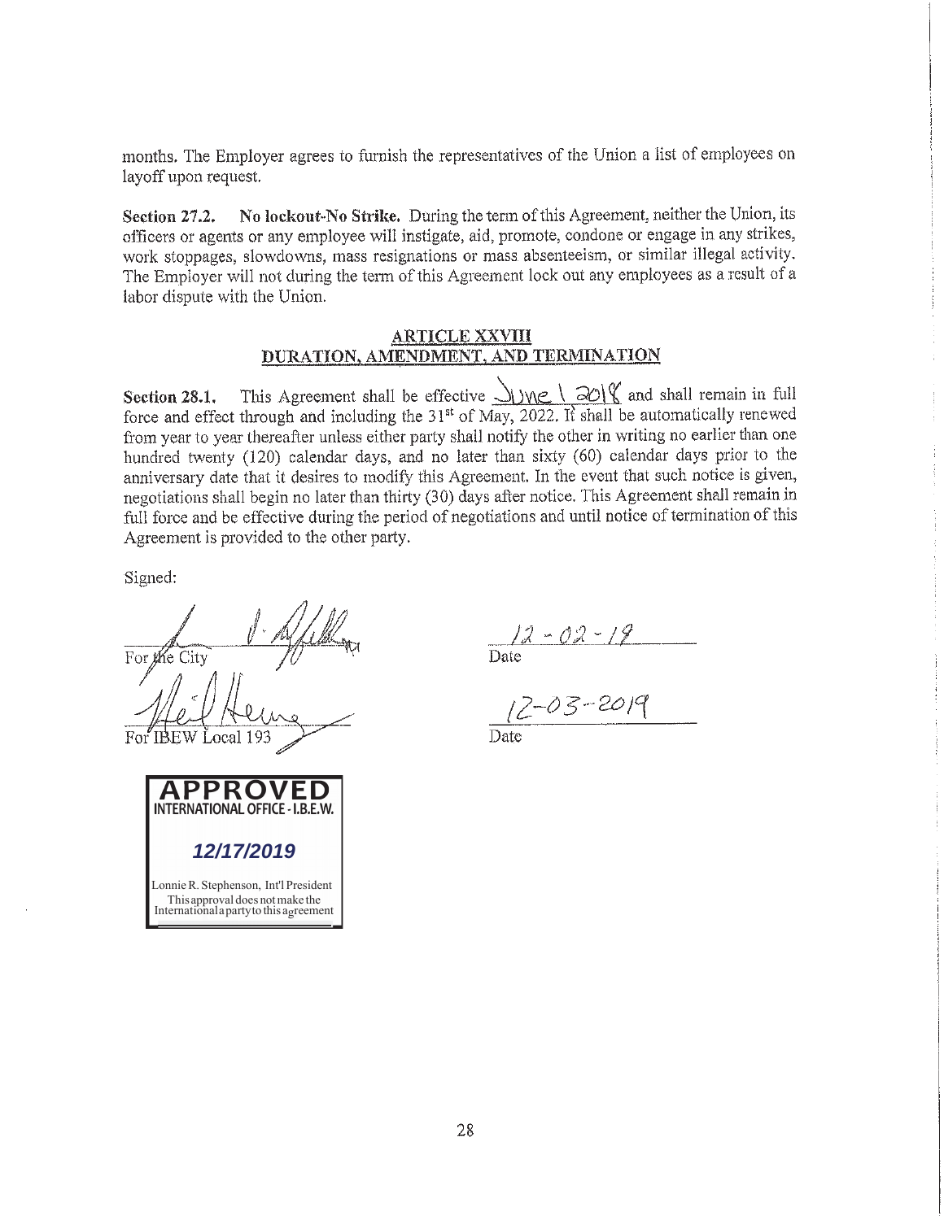months. The Employer agrees to furnish the representatives of the Union a list of employees on layoff upon request.

**Section 27.2. No lockout-No Strike.** During the term of this Agreement, neither the Union, its officers or agents or any employee will instigate, aid, promote, condone or engage in any strikes, work stoppages, slowdowns, mass resignations or mass absenteeism, or similar illegal activity. The Employer will not during the term of this Agreement lock out any employees as a result of a labor dispute with the Union.

## ARTICLE XXVIII
## DURATION, AMENDMENT, AND TERMINATION

**Section 28.1.** This Agreement shall be effective June 1 2018 and shall remain in full force and effect through and including the 31st of May, 2022. It shall be automatically renewed from year to year thereafter unless either party shall notify the other in writing no earlier than one hundred twenty (120) calendar days, and no later than sixty (60) calendar days prior to the anniversary date that it desires to modify this Agreement. In the event that such notice is given, negotiations shall begin no later than thirty (30) days after notice. This Agreement shall remain in full force and be effective during the period of negotiations and until notice of termination of this Agreement is provided to the other party.

Signed:

For the City — Date: 12-02-19

For IBEW Local 193 — Date: 12-03-2019

**APPROVED**
**INTERNATIONAL OFFICE - I.B.E.W.**

***12/17/2019***

Lonnie R. Stephenson, Int'l President
This approval does not make the International a party to this agreement